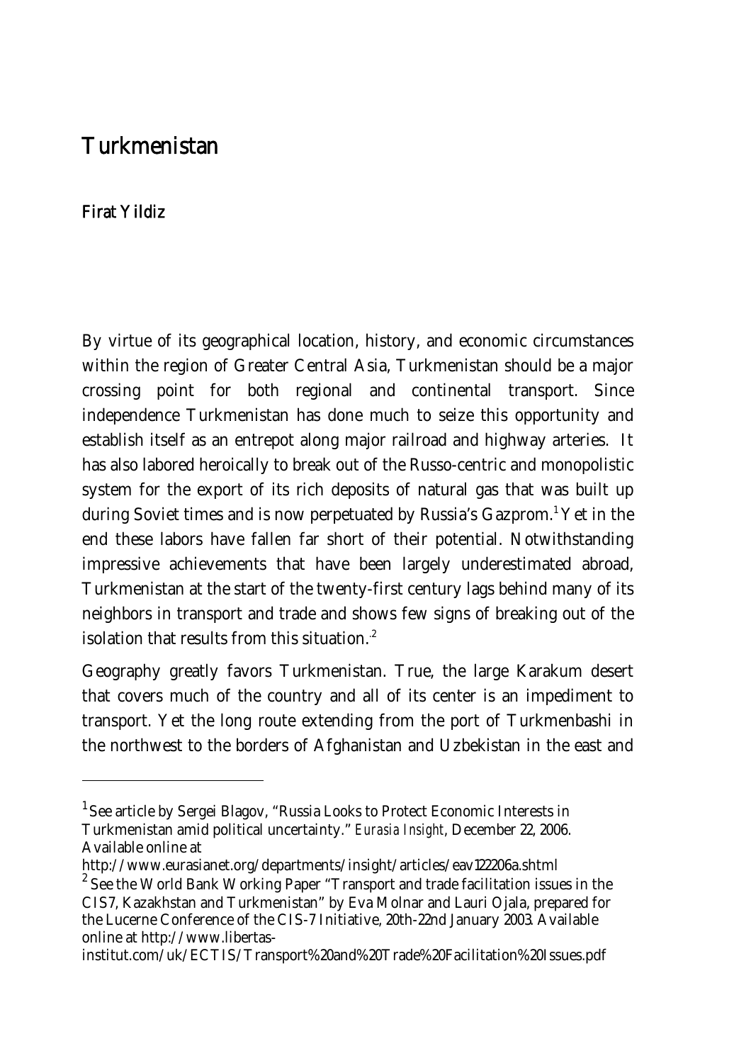# Turkmenistan

**Firat Yildiz**

By virtue of its geographical location, history, and economic circumstances within the region of Greater Central Asia, Turkmenistan should be a major crossing point for both regional and continental transport. Since independence Turkmenistan has done much to seize this opportunity and establish itself as an entrepot along major railroad and highway arteries. It has also labored heroically to break out of the Russo-centric and monopolistic system for the export of its rich deposits of natural gas that was built up during Soviet times and is now perpetuated by Russia's Gazprom.[1] Yet in the end these labors have fallen far short of their potential. Notwithstanding impressive achievements that have been largely underestimated abroad, Turkmenistan at the start of the twenty-first century lags behind many of its neighbors in transport and trade and shows few signs of breaking out of the isolation that results from this situation.[2]

Geography greatly favors Turkmenistan. True, the large Karakum desert that covers much of the country and all of its center is an impediment to transport. Yet the long route extending from the port of Turkmenbashi in the northwest to the borders of Afghanistan and Uzbekistan in the east and

---

[1] See article by Sergei Blagov, "Russia Looks to Protect Economic Interests in Turkmenistan amid political uncertainty." *Eurasia Insight*, December 22, 2006. Available online at http://www.eurasianet.org/departments/insight/articles/eav122206a.shtml

[2] See the World Bank Working Paper "Transport and trade facilitation issues in the CIS7, Kazakhstan and Turkmenistan" by Eva Molnar and Lauri Ojala, prepared for the Lucerne Conference of the CIS-7 Initiative, 20th-22nd January 2003. Available online at http://www.libertas-institut.com/uk/ECTIS/Transport%20and%20Trade%20Facilitation%20Issues.pdf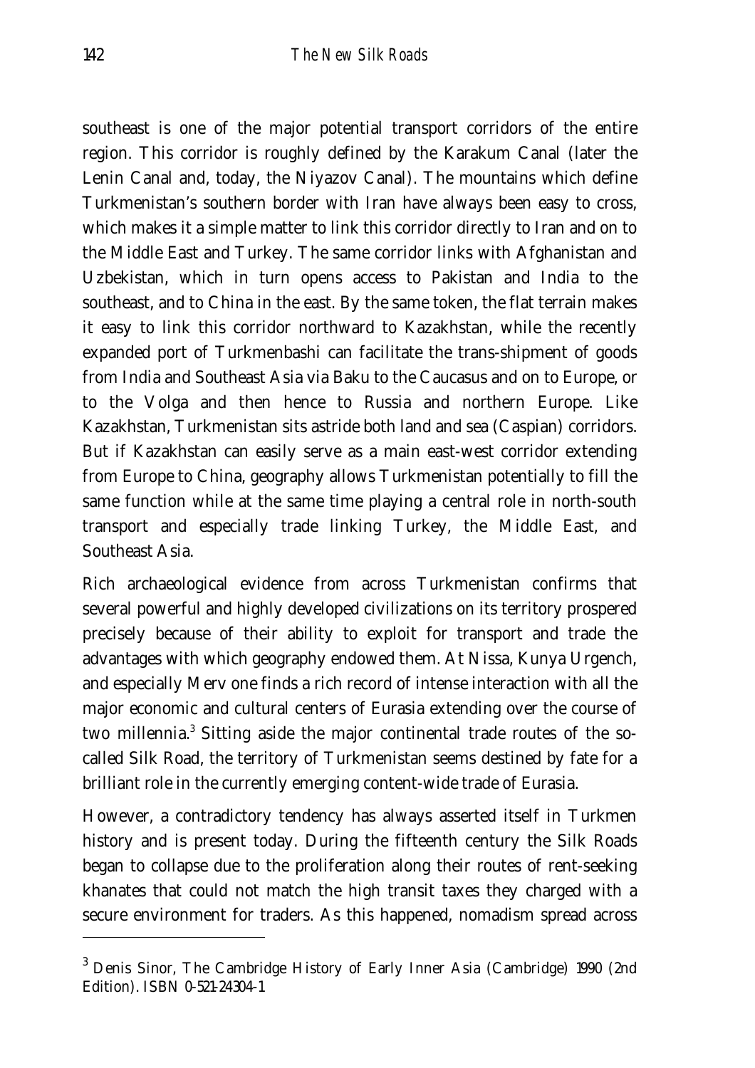southeast is one of the major potential transport corridors of the entire region. This corridor is roughly defined by the Karakum Canal (later the Lenin Canal and, today, the Niyazov Canal). The mountains which define Turkmenistan's southern border with Iran have always been easy to cross, which makes it a simple matter to link this corridor directly to Iran and on to the Middle East and Turkey. The same corridor links with Afghanistan and Uzbekistan, which in turn opens access to Pakistan and India to the southeast, and to China in the east. By the same token, the flat terrain makes it easy to link this corridor northward to Kazakhstan, while the recently expanded port of Turkmenbashi can facilitate the trans-shipment of goods from India and Southeast Asia via Baku to the Caucasus and on to Europe, or to the Volga and then hence to Russia and northern Europe. Like Kazakhstan, Turkmenistan sits astride both land and sea (Caspian) corridors. But if Kazakhstan can easily serve as a main east-west corridor extending from Europe to China, geography allows Turkmenistan potentially to fill the same function while at the same time playing a central role in north-south transport and especially trade linking Turkey, the Middle East, and Southeast Asia.

Rich archaeological evidence from across Turkmenistan confirms that several powerful and highly developed civilizations on its territory prospered precisely because of their ability to exploit for transport and trade the advantages with which geography endowed them. At Nissa, Kunya Urgench, and especially Merv one finds a rich record of intense interaction with all the major economic and cultural centers of Eurasia extending over the course of two millennia.[3] Sitting aside the major continental trade routes of the so-called Silk Road, the territory of Turkmenistan seems destined by fate for a brilliant role in the currently emerging content-wide trade of Eurasia.

However, a contradictory tendency has always asserted itself in Turkmen history and is present today. During the fifteenth century the Silk Roads began to collapse due to the proliferation along their routes of rent-seeking khanates that could not match the high transit taxes they charged with a secure environment for traders. As this happened, nomadism spread across

---

[3] Denis Sinor, The Cambridge History of Early Inner Asia (Cambridge) 1990 (2nd Edition). ISBN 0-521-24304-1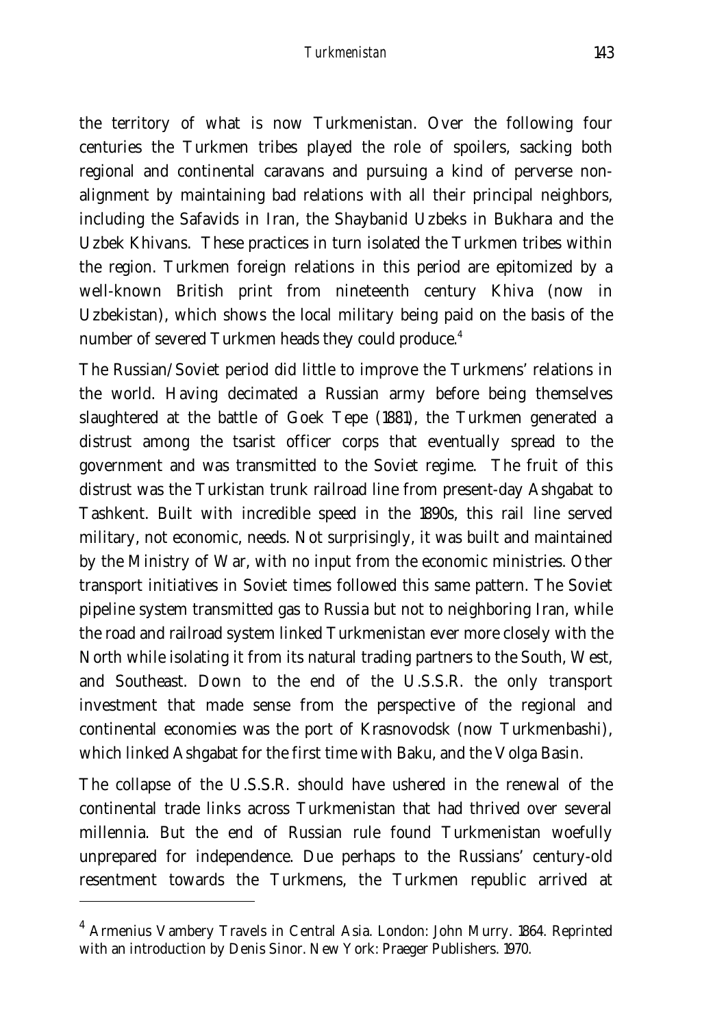the territory of what is now Turkmenistan. Over the following four centuries the Turkmen tribes played the role of spoilers, sacking both regional and continental caravans and pursuing a kind of perverse non-alignment by maintaining bad relations with all their principal neighbors, including the Safavids in Iran, the Shaybanid Uzbeks in Bukhara and the Uzbek Khivans. These practices in turn isolated the Turkmen tribes within the region. Turkmen foreign relations in this period are epitomized by a well-known British print from nineteenth century Khiva (now in Uzbekistan), which shows the local military being paid on the basis of the number of severed Turkmen heads they could produce.[4]

The Russian/Soviet period did little to improve the Turkmens' relations in the world. Having decimated a Russian army before being themselves slaughtered at the battle of Goek Tepe (1881), the Turkmen generated a distrust among the tsarist officer corps that eventually spread to the government and was transmitted to the Soviet regime. The fruit of this distrust was the Turkistan trunk railroad line from present-day Ashgabat to Tashkent. Built with incredible speed in the 1890s, this rail line served military, not economic, needs. Not surprisingly, it was built and maintained by the Ministry of War, with no input from the economic ministries. Other transport initiatives in Soviet times followed this same pattern. The Soviet pipeline system transmitted gas to Russia but not to neighboring Iran, while the road and railroad system linked Turkmenistan ever more closely with the North while isolating it from its natural trading partners to the South, West, and Southeast. Down to the end of the U.S.S.R. the only transport investment that made sense from the perspective of the regional and continental economies was the port of Krasnovodsk (now Turkmenbashi), which linked Ashgabat for the first time with Baku, and the Volga Basin.

The collapse of the U.S.S.R. should have ushered in the renewal of the continental trade links across Turkmenistan that had thrived over several millennia. But the end of Russian rule found Turkmenistan woefully unprepared for independence. Due perhaps to the Russians' century-old resentment towards the Turkmens, the Turkmen republic arrived at

[4] Armenius Vambery Travels in Central Asia. London: John Murry. 1864. Reprinted with an introduction by Denis Sinor. New York: Praeger Publishers. 1970.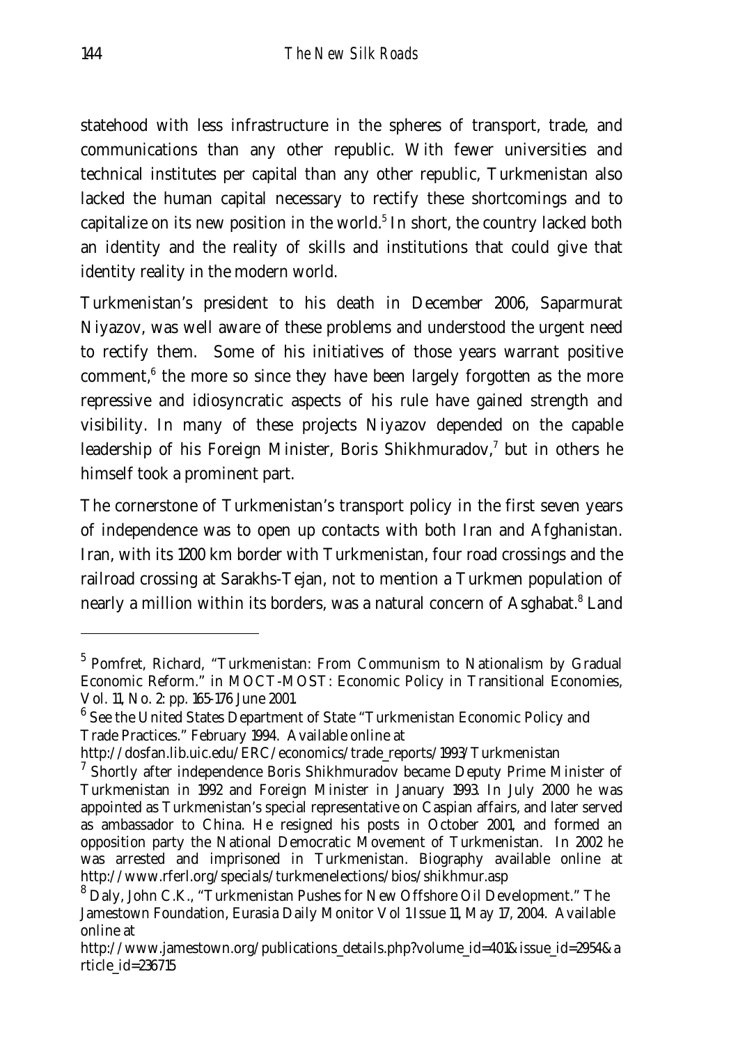statehood with less infrastructure in the spheres of transport, trade, and communications than any other republic. With fewer universities and technical institutes per capital than any other republic, Turkmenistan also lacked the human capital necessary to rectify these shortcomings and to capitalize on its new position in the world.[5] In short, the country lacked both an identity and the reality of skills and institutions that could give that identity reality in the modern world.

Turkmenistan's president to his death in December 2006, Saparmurat Niyazov, was well aware of these problems and understood the urgent need to rectify them. Some of his initiatives of those years warrant positive comment,[6] the more so since they have been largely forgotten as the more repressive and idiosyncratic aspects of his rule have gained strength and visibility. In many of these projects Niyazov depended on the capable leadership of his Foreign Minister, Boris Shikhmuradov,[7] but in others he himself took a prominent part.

The cornerstone of Turkmenistan's transport policy in the first seven years of independence was to open up contacts with both Iran and Afghanistan. Iran, with its 1200 km border with Turkmenistan, four road crossings and the railroad crossing at Sarakhs-Tejan, not to mention a Turkmen population of nearly a million within its borders, was a natural concern of Asghabat.[8] Land

---

[5] Pomfret, Richard, "Turkmenistan: From Communism to Nationalism by Gradual Economic Reform." in MOCT-MOST: Economic Policy in Transitional Economies, Vol. 11, No. 2: pp. 165-176 June 2001.

[6] See the United States Department of State "Turkmenistan Economic Policy and Trade Practices." February 1994. Available online at http://dosfan.lib.uic.edu/ERC/economics/trade_reports/1993/Turkmenistan

[7] Shortly after independence Boris Shikhmuradov became Deputy Prime Minister of Turkmenistan in 1992 and Foreign Minister in January 1993. In July 2000 he was appointed as Turkmenistan's special representative on Caspian affairs, and later served as ambassador to China. He resigned his posts in October 2001, and formed an opposition party the National Democratic Movement of Turkmenistan. In 2002 he was arrested and imprisoned in Turkmenistan. Biography available online at http://www.rferl.org/specials/turkmenelections/bios/shikhmur.asp

[8] Daly, John C.K., "Turkmenistan Pushes for New Offshore Oil Development." The Jamestown Foundation, Eurasia Daily Monitor Vol 1 Issue 11, May 17, 2004. Available online at http://www.jamestown.org/publications_details.php?volume_id=401&issue_id=2954&article_id=236715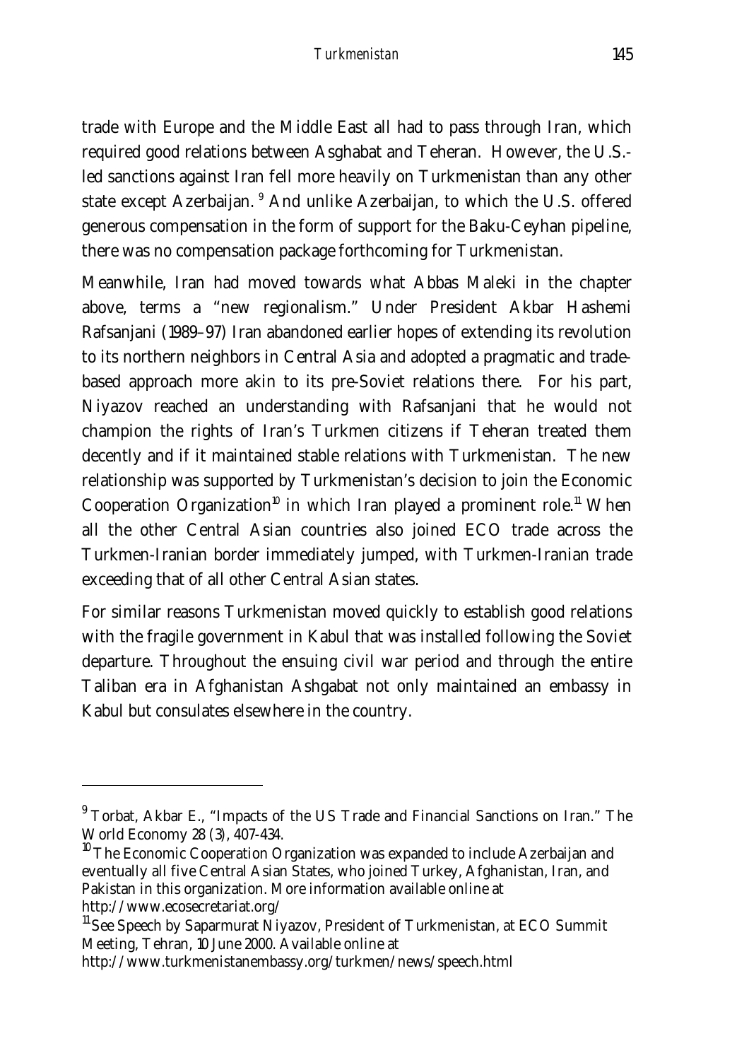trade with Europe and the Middle East all had to pass through Iran, which required good relations between Asghabat and Teheran. However, the U.S.-led sanctions against Iran fell more heavily on Turkmenistan than any other state except Azerbaijan. [9] And unlike Azerbaijan, to which the U.S. offered generous compensation in the form of support for the Baku-Ceyhan pipeline, there was no compensation package forthcoming for Turkmenistan.

Meanwhile, Iran had moved towards what Abbas Maleki in the chapter above, terms a "new regionalism." Under President Akbar Hashemi Rafsanjani (1989–97) Iran abandoned earlier hopes of extending its revolution to its northern neighbors in Central Asia and adopted a pragmatic and trade-based approach more akin to its pre-Soviet relations there. For his part, Niyazov reached an understanding with Rafsanjani that he would not champion the rights of Iran's Turkmen citizens if Teheran treated them decently and if it maintained stable relations with Turkmenistan. The new relationship was supported by Turkmenistan's decision to join the Economic Cooperation Organization[10] in which Iran played a prominent role.[11] When all the other Central Asian countries also joined ECO trade across the Turkmen-Iranian border immediately jumped, with Turkmen-Iranian trade exceeding that of all other Central Asian states.

For similar reasons Turkmenistan moved quickly to establish good relations with the fragile government in Kabul that was installed following the Soviet departure. Throughout the ensuing civil war period and through the entire Taliban era in Afghanistan Ashgabat not only maintained an embassy in Kabul but consulates elsewhere in the country.

---

[9] Torbat, Akbar E., "Impacts of the US Trade and Financial Sanctions on Iran." The World Economy 28 (3), 407-434.

[10] The Economic Cooperation Organization was expanded to include Azerbaijan and eventually all five Central Asian States, who joined Turkey, Afghanistan, Iran, and Pakistan in this organization. More information available online at http://www.ecosecretariat.org/

[11] See Speech by Saparmurat Niyazov, President of Turkmenistan, at ECO Summit Meeting, Tehran, 10 June 2000. Available online at http://www.turkmenistanembassy.org/turkmen/news/speech.html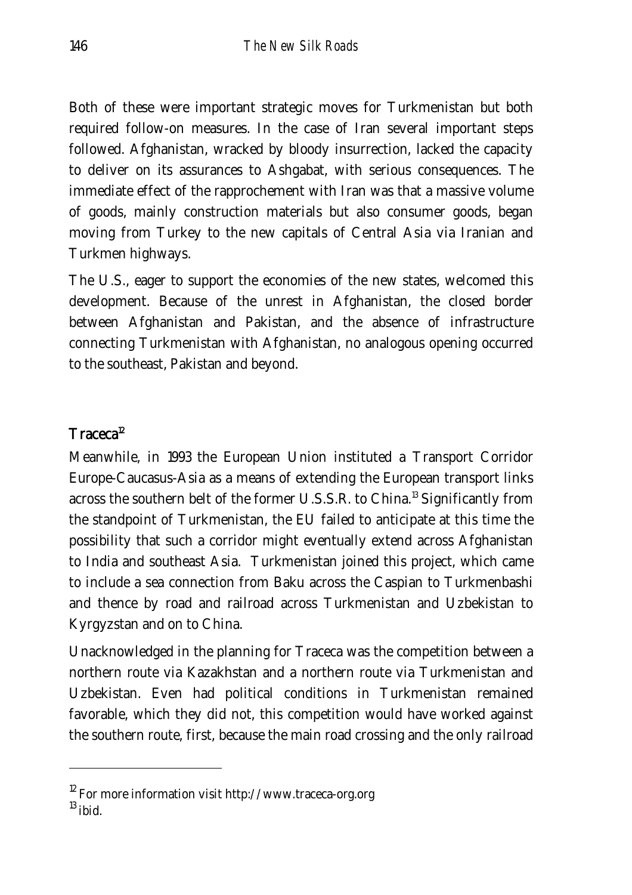Both of these were important strategic moves for Turkmenistan but both required follow-on measures. In the case of Iran several important steps followed. Afghanistan, wracked by bloody insurrection, lacked the capacity to deliver on its assurances to Ashgabat, with serious consequences. The immediate effect of the rapprochement with Iran was that a massive volume of goods, mainly construction materials but also consumer goods, began moving from Turkey to the new capitals of Central Asia via Iranian and Turkmen highways.

The U.S., eager to support the economies of the new states, welcomed this development. Because of the unrest in Afghanistan, the closed border between Afghanistan and Pakistan, and the absence of infrastructure connecting Turkmenistan with Afghanistan, no analogous opening occurred to the southeast, Pakistan and beyond.

## Traceca[12]

Meanwhile, in 1993 the European Union instituted a Transport Corridor Europe-Caucasus-Asia as a means of extending the European transport links across the southern belt of the former U.S.S.R. to China.[13] Significantly from the standpoint of Turkmenistan, the EU failed to anticipate at this time the possibility that such a corridor might eventually extend across Afghanistan to India and southeast Asia. Turkmenistan joined this project, which came to include a sea connection from Baku across the Caspian to Turkmenbashi and thence by road and railroad across Turkmenistan and Uzbekistan to Kyrgyzstan and on to China.

Unacknowledged in the planning for Traceca was the competition between a northern route via Kazakhstan and a northern route via Turkmenistan and Uzbekistan. Even had political conditions in Turkmenistan remained favorable, which they did not, this competition would have worked against the southern route, first, because the main road crossing and the only railroad

---

[12] For more information visit http://www.traceca-org.org

[13] ibid.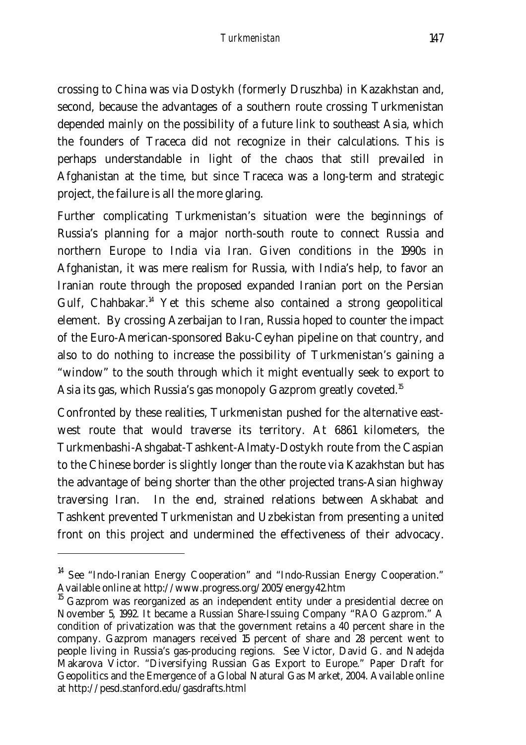crossing to China was via Dostykh (formerly Druszhba) in Kazakhstan and, second, because the advantages of a southern route crossing Turkmenistan depended mainly on the possibility of a future link to southeast Asia, which the founders of Traceca did not recognize in their calculations. This is perhaps understandable in light of the chaos that still prevailed in Afghanistan at the time, but since Traceca was a long-term and strategic project, the failure is all the more glaring.

Further complicating Turkmenistan's situation were the beginnings of Russia's planning for a major north-south route to connect Russia and northern Europe to India via Iran. Given conditions in the 1990s in Afghanistan, it was mere realism for Russia, with India's help, to favor an Iranian route through the proposed expanded Iranian port on the Persian Gulf, Chahbakar.[14] Yet this scheme also contained a strong geopolitical element. By crossing Azerbaijan to Iran, Russia hoped to counter the impact of the Euro-American-sponsored Baku-Ceyhan pipeline on that country, and also to do nothing to increase the possibility of Turkmenistan's gaining a "window" to the south through which it might eventually seek to export to Asia its gas, which Russia's gas monopoly Gazprom greatly coveted.[15]

Confronted by these realities, Turkmenistan pushed for the alternative east-west route that would traverse its territory. At 6861 kilometers, the Turkmenbashi-Ashgabat-Tashkent-Almaty-Dostykh route from the Caspian to the Chinese border is slightly longer than the route via Kazakhstan but has the advantage of being shorter than the other projected trans-Asian highway traversing Iran. In the end, strained relations between Askhabat and Tashkent prevented Turkmenistan and Uzbekistan from presenting a united front on this project and undermined the effectiveness of their advocacy.

---

[14] See "Indo-Iranian Energy Cooperation" and "Indo-Russian Energy Cooperation." Available online at http://www.progress.org/2005/energy42.htm

[15] Gazprom was reorganized as an independent entity under a presidential decree on November 5, 1992. It became a Russian Share-Issuing Company "RAO Gazprom." A condition of privatization was that the government retains a 40 percent share in the company. Gazprom managers received 15 percent of share and 28 percent went to people living in Russia's gas-producing regions. See Victor, David G. and Nadejda Makarova Victor. "Diversifying Russian Gas Export to Europe." Paper Draft for Geopolitics and the Emergence of a Global Natural Gas Market, 2004. Available online at http://pesd.stanford.edu/gasdrafts.html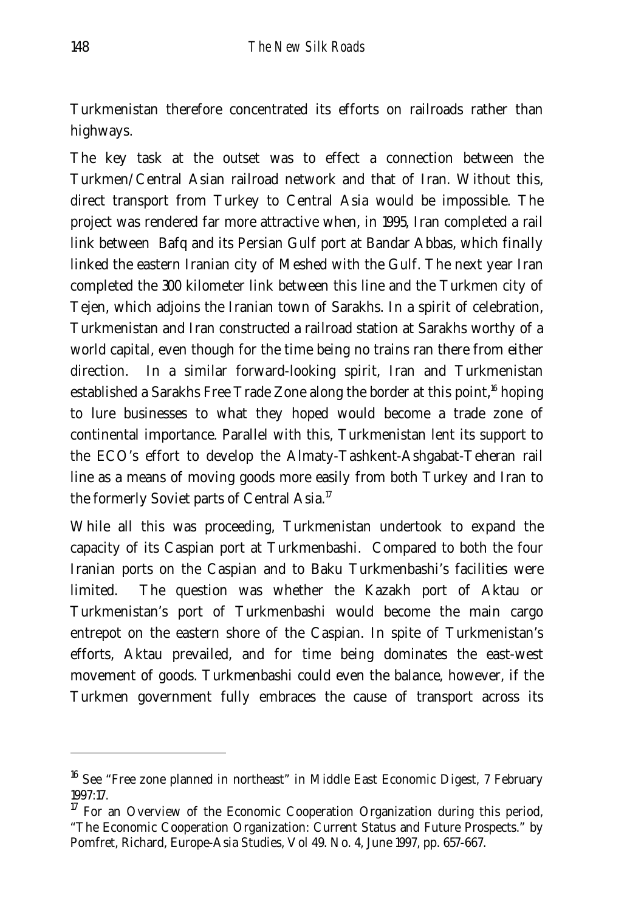Turkmenistan therefore concentrated its efforts on railroads rather than highways.

The key task at the outset was to effect a connection between the Turkmen/Central Asian railroad network and that of Iran. Without this, direct transport from Turkey to Central Asia would be impossible. The project was rendered far more attractive when, in 1995, Iran completed a rail link between Bafq and its Persian Gulf port at Bandar Abbas, which finally linked the eastern Iranian city of Meshed with the Gulf. The next year Iran completed the 300 kilometer link between this line and the Turkmen city of Tejen, which adjoins the Iranian town of Sarakhs. In a spirit of celebration, Turkmenistan and Iran constructed a railroad station at Sarakhs worthy of a world capital, even though for the time being no trains ran there from either direction. In a similar forward-looking spirit, Iran and Turkmenistan established a Sarakhs Free Trade Zone along the border at this point,[16] hoping to lure businesses to what they hoped would become a trade zone of continental importance. Parallel with this, Turkmenistan lent its support to the ECO's effort to develop the Almaty-Tashkent-Ashgabat-Teheran rail line as a means of moving goods more easily from both Turkey and Iran to the formerly Soviet parts of Central Asia.[17]

While all this was proceeding, Turkmenistan undertook to expand the capacity of its Caspian port at Turkmenbashi. Compared to both the four Iranian ports on the Caspian and to Baku Turkmenbashi's facilities were limited. The question was whether the Kazakh port of Aktau or Turkmenistan's port of Turkmenbashi would become the main cargo entrepot on the eastern shore of the Caspian. In spite of Turkmenistan's efforts, Aktau prevailed, and for time being dominates the east-west movement of goods. Turkmenbashi could even the balance, however, if the Turkmen government fully embraces the cause of transport across its

---

[16] See "Free zone planned in northeast" in Middle East Economic Digest, 7 February 1997:17.

[17] For an Overview of the Economic Cooperation Organization during this period, "The Economic Cooperation Organization: Current Status and Future Prospects." by Pomfret, Richard, Europe-Asia Studies, Vol 49. No. 4, June 1997, pp. 657-667.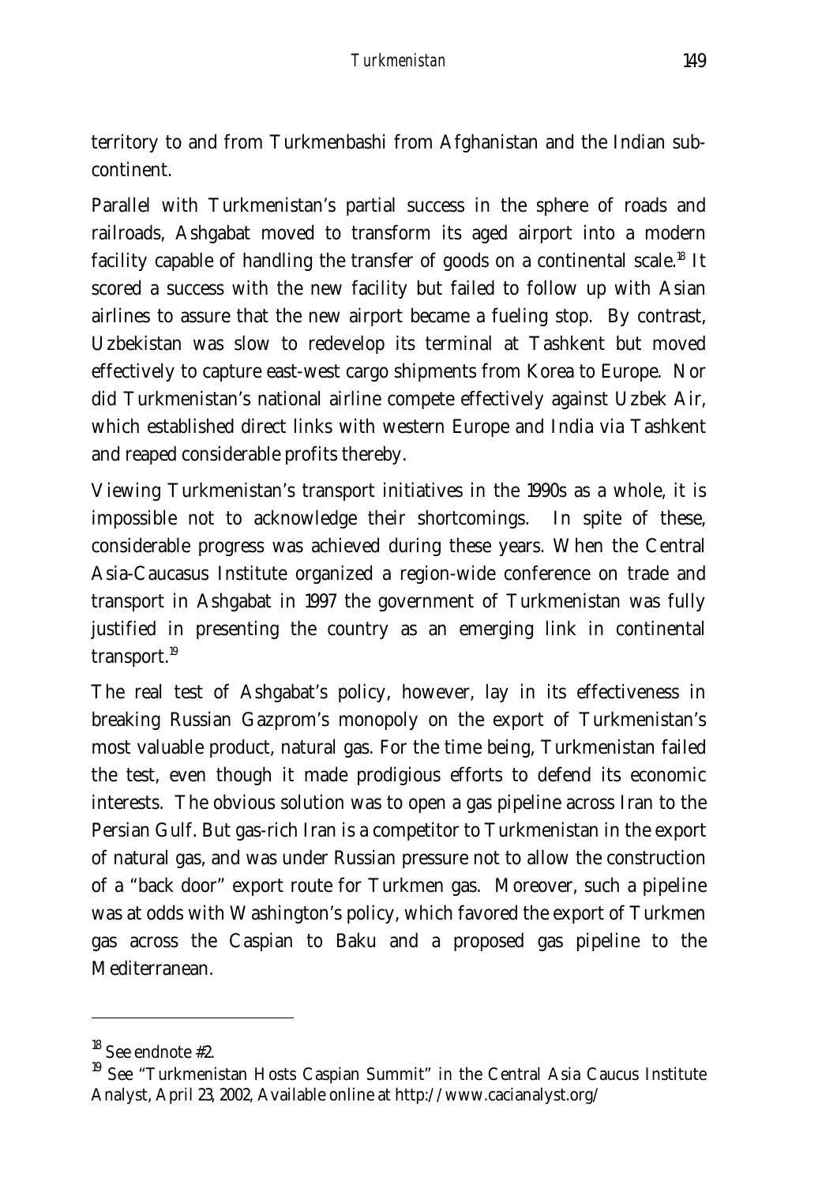territory to and from Turkmenbashi from Afghanistan and the Indian sub-continent.

Parallel with Turkmenistan's partial success in the sphere of roads and railroads, Ashgabat moved to transform its aged airport into a modern facility capable of handling the transfer of goods on a continental scale.[18] It scored a success with the new facility but failed to follow up with Asian airlines to assure that the new airport became a fueling stop. By contrast, Uzbekistan was slow to redevelop its terminal at Tashkent but moved effectively to capture east-west cargo shipments from Korea to Europe. Nor did Turkmenistan's national airline compete effectively against Uzbek Air, which established direct links with western Europe and India via Tashkent and reaped considerable profits thereby.

Viewing Turkmenistan's transport initiatives in the 1990s as a whole, it is impossible not to acknowledge their shortcomings. In spite of these, considerable progress was achieved during these years. When the Central Asia-Caucasus Institute organized a region-wide conference on trade and transport in Ashgabat in 1997 the government of Turkmenistan was fully justified in presenting the country as an emerging link in continental transport.[19]

The real test of Ashgabat's policy, however, lay in its effectiveness in breaking Russian Gazprom's monopoly on the export of Turkmenistan's most valuable product, natural gas. For the time being, Turkmenistan failed the test, even though it made prodigious efforts to defend its economic interests. The obvious solution was to open a gas pipeline across Iran to the Persian Gulf. But gas-rich Iran is a competitor to Turkmenistan in the export of natural gas, and was under Russian pressure not to allow the construction of a "back door" export route for Turkmen gas. Moreover, such a pipeline was at odds with Washington's policy, which favored the export of Turkmen gas across the Caspian to Baku and a proposed gas pipeline to the Mediterranean.

---

[18] See endnote #2.

[19] See "Turkmenistan Hosts Caspian Summit" in the Central Asia Caucus Institute Analyst, April 23, 2002, Available online at http://www.cacianalyst.org/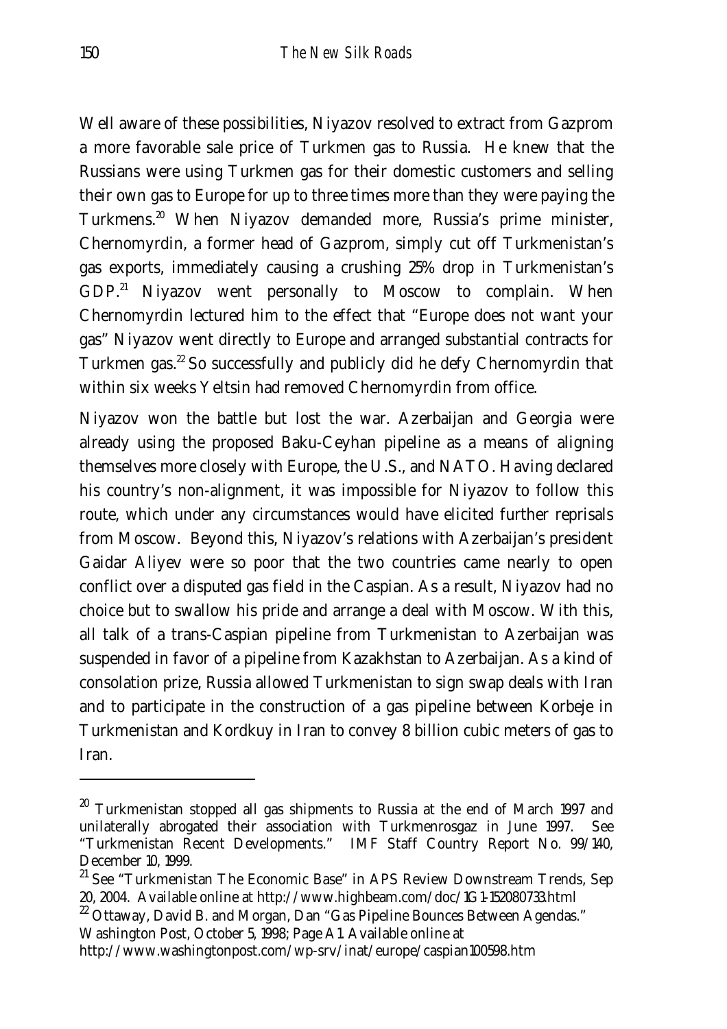Well aware of these possibilities, Niyazov resolved to extract from Gazprom a more favorable sale price of Turkmen gas to Russia. He knew that the Russians were using Turkmen gas for their domestic customers and selling their own gas to Europe for up to three times more than they were paying the Turkmens.[20] When Niyazov demanded more, Russia's prime minister, Chernomyrdin, a former head of Gazprom, simply cut off Turkmenistan's gas exports, immediately causing a crushing 25% drop in Turkmenistan's GDP.[21] Niyazov went personally to Moscow to complain. When Chernomyrdin lectured him to the effect that "Europe does not want your gas" Niyazov went directly to Europe and arranged substantial contracts for Turkmen gas.[22] So successfully and publicly did he defy Chernomyrdin that within six weeks Yeltsin had removed Chernomyrdin from office.

Niyazov won the battle but lost the war. Azerbaijan and Georgia were already using the proposed Baku-Ceyhan pipeline as a means of aligning themselves more closely with Europe, the U.S., and NATO. Having declared his country's non-alignment, it was impossible for Niyazov to follow this route, which under any circumstances would have elicited further reprisals from Moscow. Beyond this, Niyazov's relations with Azerbaijan's president Gaidar Aliyev were so poor that the two countries came nearly to open conflict over a disputed gas field in the Caspian. As a result, Niyazov had no choice but to swallow his pride and arrange a deal with Moscow. With this, all talk of a trans-Caspian pipeline from Turkmenistan to Azerbaijan was suspended in favor of a pipeline from Kazakhstan to Azerbaijan. As a kind of consolation prize, Russia allowed Turkmenistan to sign swap deals with Iran and to participate in the construction of a gas pipeline between Korbeje in Turkmenistan and Kordkuy in Iran to convey 8 billion cubic meters of gas to Iran.

---

[20] Turkmenistan stopped all gas shipments to Russia at the end of March 1997 and unilaterally abrogated their association with Turkmenrosgaz in June 1997. See "Turkmenistan Recent Developments." IMF Staff Country Report No. 99/140, December 10, 1999.

[21] See "Turkmenistan The Economic Base" in APS Review Downstream Trends, Sep 20, 2004. Available online at http://www.highbeam.com/doc/1G1-152080733.html

[22] Ottaway, David B. and Morgan, Dan "Gas Pipeline Bounces Between Agendas." Washington Post, October 5, 1998; Page A1. Available online at http://www.washingtonpost.com/wp-srv/inat/europe/caspian100598.htm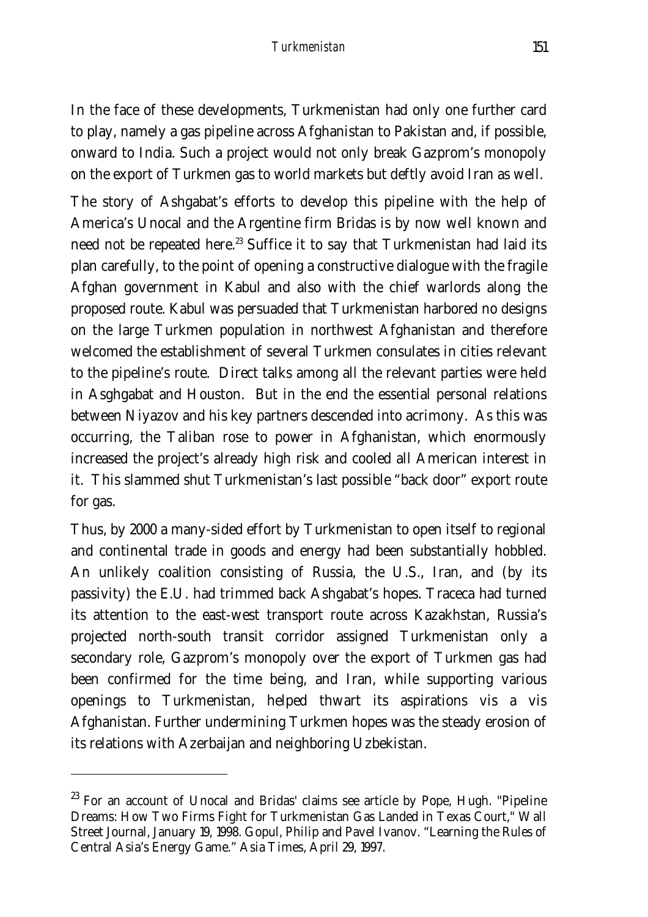In the face of these developments, Turkmenistan had only one further card to play, namely a gas pipeline across Afghanistan to Pakistan and, if possible, onward to India. Such a project would not only break Gazprom's monopoly on the export of Turkmen gas to world markets but deftly avoid Iran as well.

The story of Ashgabat's efforts to develop this pipeline with the help of America's Unocal and the Argentine firm Bridas is by now well known and need not be repeated here.[23] Suffice it to say that Turkmenistan had laid its plan carefully, to the point of opening a constructive dialogue with the fragile Afghan government in Kabul and also with the chief warlords along the proposed route. Kabul was persuaded that Turkmenistan harbored no designs on the large Turkmen population in northwest Afghanistan and therefore welcomed the establishment of several Turkmen consulates in cities relevant to the pipeline's route. Direct talks among all the relevant parties were held in Asghgabat and Houston. But in the end the essential personal relations between Niyazov and his key partners descended into acrimony. As this was occurring, the Taliban rose to power in Afghanistan, which enormously increased the project's already high risk and cooled all American interest in it. This slammed shut Turkmenistan's last possible "back door" export route for gas.

Thus, by 2000 a many-sided effort by Turkmenistan to open itself to regional and continental trade in goods and energy had been substantially hobbled. An unlikely coalition consisting of Russia, the U.S., Iran, and (by its passivity) the E.U. had trimmed back Ashgabat's hopes. Traceca had turned its attention to the east-west transport route across Kazakhstan, Russia's projected north-south transit corridor assigned Turkmenistan only a secondary role, Gazprom's monopoly over the export of Turkmen gas had been confirmed for the time being, and Iran, while supporting various openings to Turkmenistan, helped thwart its aspirations vis a vis Afghanistan. Further undermining Turkmen hopes was the steady erosion of its relations with Azerbaijan and neighboring Uzbekistan.

[23] For an account of Unocal and Bridas' claims see article by Pope, Hugh. "Pipeline Dreams: How Two Firms Fight for Turkmenistan Gas Landed in Texas Court," Wall Street Journal, January 19, 1998. Gopul, Philip and Pavel Ivanov. "Learning the Rules of Central Asia's Energy Game." Asia Times, April 29, 1997.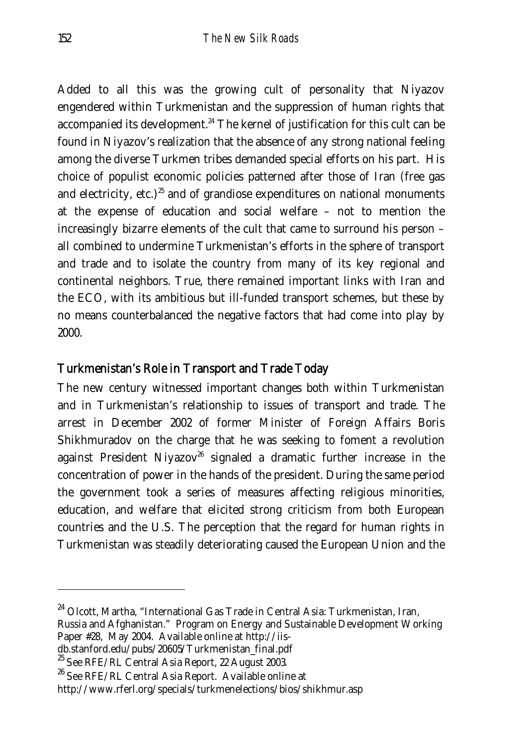Added to all this was the growing cult of personality that Niyazov engendered within Turkmenistan and the suppression of human rights that accompanied its development.[24] The kernel of justification for this cult can be found in Niyazov's realization that the absence of any strong national feeling among the diverse Turkmen tribes demanded special efforts on his part. His choice of populist economic policies patterned after those of Iran (free gas and electricity, etc.)[25] and of grandiose expenditures on national monuments at the expense of education and social welfare – not to mention the increasingly bizarre elements of the cult that came to surround his person – all combined to undermine Turkmenistan's efforts in the sphere of transport and trade and to isolate the country from many of its key regional and continental neighbors. True, there remained important links with Iran and the ECO, with its ambitious but ill-funded transport schemes, but these by no means counterbalanced the negative factors that had come into play by 2000.

## Turkmenistan's Role in Transport and Trade Today

The new century witnessed important changes both within Turkmenistan and in Turkmenistan's relationship to issues of transport and trade. The arrest in December 2002 of former Minister of Foreign Affairs Boris Shikhmuradov on the charge that he was seeking to foment a revolution against President Niyazov[26] signaled a dramatic further increase in the concentration of power in the hands of the president. During the same period the government took a series of measures affecting religious minorities, education, and welfare that elicited strong criticism from both European countries and the U.S. The perception that the regard for human rights in Turkmenistan was steadily deteriorating caused the European Union and the

---

[24] Olcott, Martha, "International Gas Trade in Central Asia: Turkmenistan, Iran, Russia and Afghanistan." Program on Energy and Sustainable Development Working Paper #28, May 2004. Available online at http://iis-db.stanford.edu/pubs/20605/Turkmenistan_final.pdf

[25] See RFE/RL Central Asia Report, 22 August 2003.

[26] See RFE/RL Central Asia Report. Available online at http://www.rferl.org/specials/turkmenelections/bios/shikhmur.asp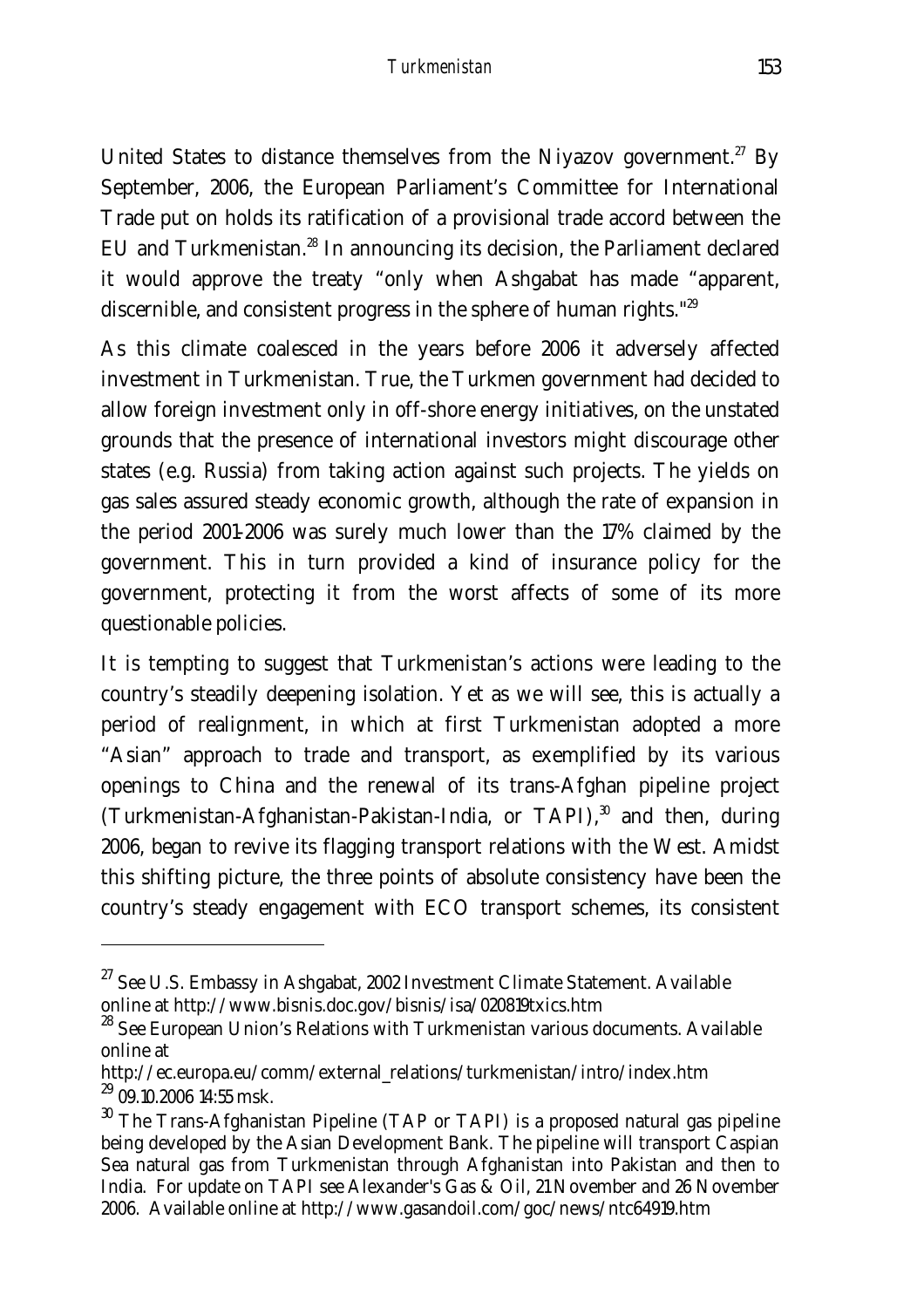United States to distance themselves from the Niyazov government.[27] By September, 2006, the European Parliament's Committee for International Trade put on holds its ratification of a provisional trade accord between the EU and Turkmenistan.[28] In announcing its decision, the Parliament declared it would approve the treaty "only when Ashgabat has made "apparent, discernible, and consistent progress in the sphere of human rights."[29]

As this climate coalesced in the years before 2006 it adversely affected investment in Turkmenistan. True, the Turkmen government had decided to allow foreign investment only in off-shore energy initiatives, on the unstated grounds that the presence of international investors might discourage other states (e.g. Russia) from taking action against such projects. The yields on gas sales assured steady economic growth, although the rate of expansion in the period 2001-2006 was surely much lower than the 17% claimed by the government. This in turn provided a kind of insurance policy for the government, protecting it from the worst affects of some of its more questionable policies.

It is tempting to suggest that Turkmenistan's actions were leading to the country's steadily deepening isolation. Yet as we will see, this is actually a period of realignment, in which at first Turkmenistan adopted a more "Asian" approach to trade and transport, as exemplified by its various openings to China and the renewal of its trans-Afghan pipeline project (Turkmenistan-Afghanistan-Pakistan-India, or TAPI),[30] and then, during 2006, began to revive its flagging transport relations with the West. Amidst this shifting picture, the three points of absolute consistency have been the country's steady engagement with ECO transport schemes, its consistent

---

[27] See U.S. Embassy in Ashgabat, 2002 Investment Climate Statement. Available online at http://www.bisnis.doc.gov/bisnis/isa/020819txics.htm

[28] See European Union's Relations with Turkmenistan various documents. Available online at http://ec.europa.eu/comm/external_relations/turkmenistan/intro/index.htm

[29] 09.10.2006 14:55 msk.

[30] The Trans-Afghanistan Pipeline (TAP or TAPI) is a proposed natural gas pipeline being developed by the Asian Development Bank. The pipeline will transport Caspian Sea natural gas from Turkmenistan through Afghanistan into Pakistan and then to India. For update on TAPI see Alexander's Gas & Oil, 21 November and 26 November 2006. Available online at http://www.gasandoil.com/goc/news/ntc64919.htm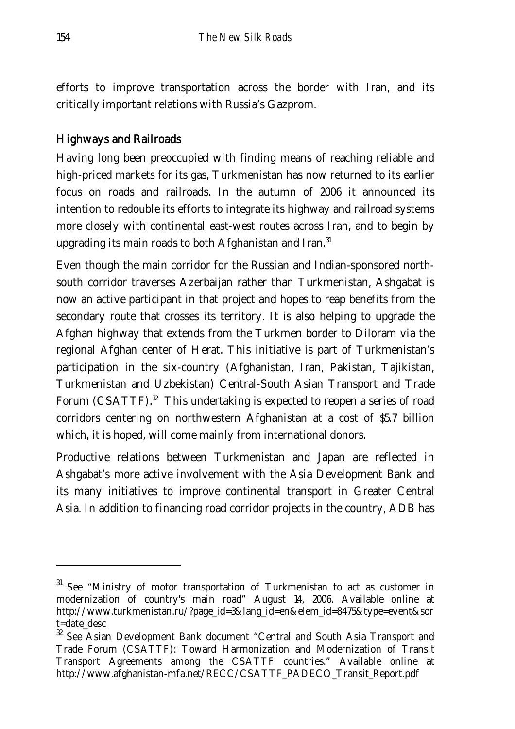efforts to improve transportation across the border with Iran, and its critically important relations with Russia's Gazprom.

## Highways and Railroads

Having long been preoccupied with finding means of reaching reliable and high-priced markets for its gas, Turkmenistan has now returned to its earlier focus on roads and railroads. In the autumn of 2006 it announced its intention to redouble its efforts to integrate its highway and railroad systems more closely with continental east-west routes across Iran, and to begin by upgrading its main roads to both Afghanistan and Iran.[31]

Even though the main corridor for the Russian and Indian-sponsored north-south corridor traverses Azerbaijan rather than Turkmenistan, Ashgabat is now an active participant in that project and hopes to reap benefits from the secondary route that crosses its territory. It is also helping to upgrade the Afghan highway that extends from the Turkmen border to Diloram via the regional Afghan center of Herat. This initiative is part of Turkmenistan's participation in the six-country (Afghanistan, Iran, Pakistan, Tajikistan, Turkmenistan and Uzbekistan) Central-South Asian Transport and Trade Forum (CSATTF).[32] This undertaking is expected to reopen a series of road corridors centering on northwestern Afghanistan at a cost of $5.7 billion which, it is hoped, will come mainly from international donors.

Productive relations between Turkmenistan and Japan are reflected in Ashgabat's more active involvement with the Asia Development Bank and its many initiatives to improve continental transport in Greater Central Asia. In addition to financing road corridor projects in the country, ADB has

---

[31] See "Ministry of motor transportation of Turkmenistan to act as customer in modernization of country's main road" August 14, 2006. Available online at http://www.turkmenistan.ru/?page_id=3&lang_id=en&elem_id=8475&type=event&sort=date_desc

[32] See Asian Development Bank document "Central and South Asia Transport and Trade Forum (CSATTF): Toward Harmonization and Modernization of Transit Transport Agreements among the CSATTF countries." Available online at http://www.afghanistan-mfa.net/RECC/CSATTF_PADECO_Transit_Report.pdf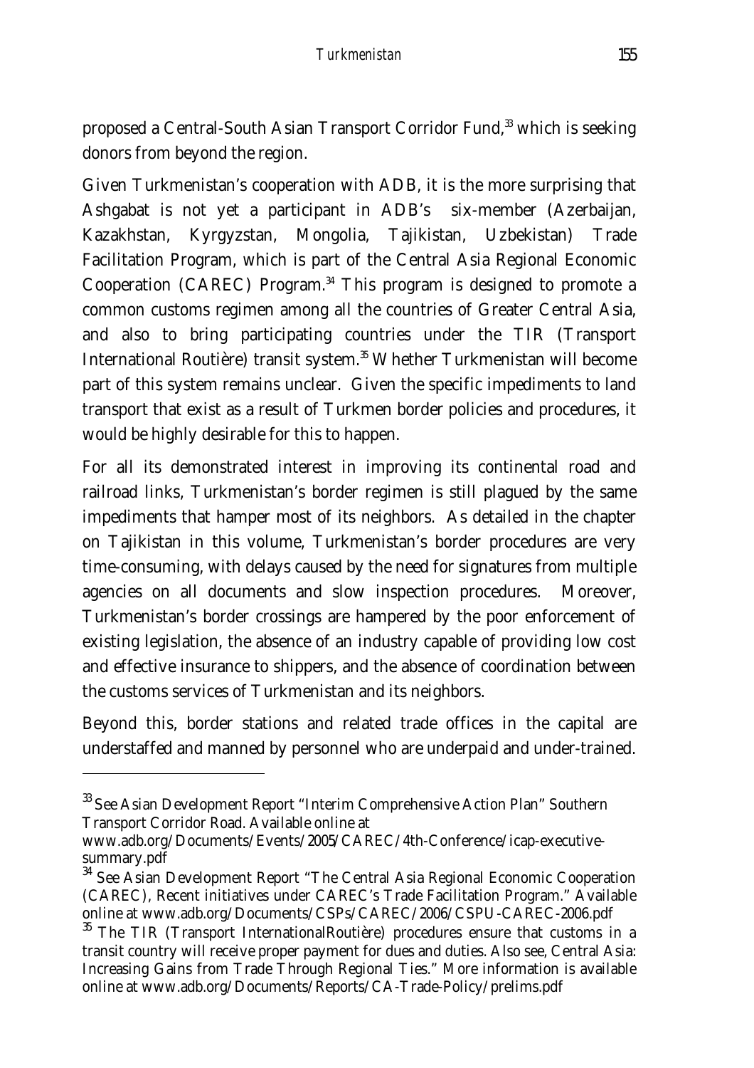proposed a Central-South Asian Transport Corridor Fund,[33] which is seeking donors from beyond the region.

Given Turkmenistan's cooperation with ADB, it is the more surprising that Ashgabat is not yet a participant in ADB's six-member (Azerbaijan, Kazakhstan, Kyrgyzstan, Mongolia, Tajikistan, Uzbekistan) Trade Facilitation Program, which is part of the Central Asia Regional Economic Cooperation (CAREC) Program.[34] This program is designed to promote a common customs regimen among all the countries of Greater Central Asia, and also to bring participating countries under the TIR (Transport International Routière) transit system.[35] Whether Turkmenistan will become part of this system remains unclear. Given the specific impediments to land transport that exist as a result of Turkmen border policies and procedures, it would be highly desirable for this to happen.

For all its demonstrated interest in improving its continental road and railroad links, Turkmenistan's border regimen is still plagued by the same impediments that hamper most of its neighbors. As detailed in the chapter on Tajikistan in this volume, Turkmenistan's border procedures are very time-consuming, with delays caused by the need for signatures from multiple agencies on all documents and slow inspection procedures. Moreover, Turkmenistan's border crossings are hampered by the poor enforcement of existing legislation, the absence of an industry capable of providing low cost and effective insurance to shippers, and the absence of coordination between the customs services of Turkmenistan and its neighbors.

Beyond this, border stations and related trade offices in the capital are understaffed and manned by personnel who are underpaid and under-trained.

---

[33] See Asian Development Report "Interim Comprehensive Action Plan" Southern Transport Corridor Road. Available online at www.adb.org/Documents/Events/2005/CAREC/4th-Conference/icap-executive-summary.pdf

[34] See Asian Development Report "The Central Asia Regional Economic Cooperation (CAREC), Recent initiatives under CAREC's Trade Facilitation Program." Available online at www.adb.org/Documents/CSPs/CAREC/2006/CSPU-CAREC-2006.pdf

[35] The TIR (Transport InternationalRoutière) procedures ensure that customs in a transit country will receive proper payment for dues and duties. Also see, Central Asia: Increasing Gains from Trade Through Regional Ties." More information is available online at www.adb.org/Documents/Reports/CA-Trade-Policy/prelims.pdf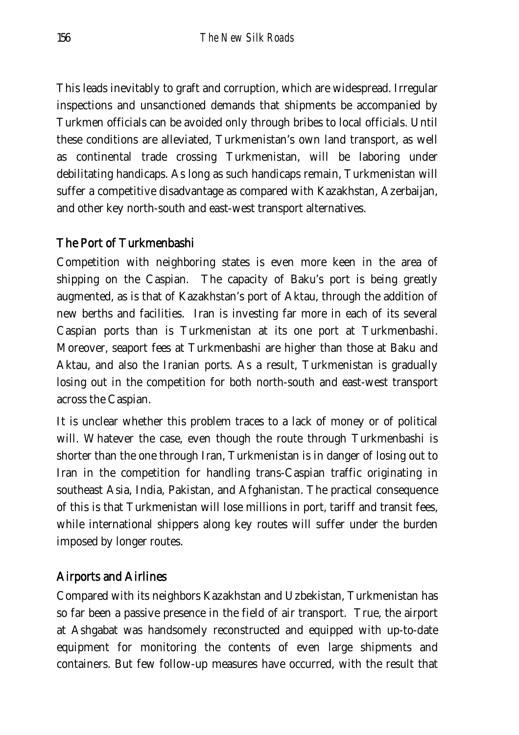This leads inevitably to graft and corruption, which are widespread. Irregular inspections and unsanctioned demands that shipments be accompanied by Turkmen officials can be avoided only through bribes to local officials. Until these conditions are alleviated, Turkmenistan's own land transport, as well as continental trade crossing Turkmenistan, will be laboring under debilitating handicaps. As long as such handicaps remain, Turkmenistan will suffer a competitive disadvantage as compared with Kazakhstan, Azerbaijan, and other key north-south and east-west transport alternatives.

### The Port of Turkmenbashi

Competition with neighboring states is even more keen in the area of shipping on the Caspian. The capacity of Baku's port is being greatly augmented, as is that of Kazakhstan's port of Aktau, through the addition of new berths and facilities. Iran is investing far more in each of its several Caspian ports than is Turkmenistan at its one port at Turkmenbashi. Moreover, seaport fees at Turkmenbashi are higher than those at Baku and Aktau, and also the Iranian ports. As a result, Turkmenistan is gradually losing out in the competition for both north-south and east-west transport across the Caspian.

It is unclear whether this problem traces to a lack of money or of political will. Whatever the case, even though the route through Turkmenbashi is shorter than the one through Iran, Turkmenistan is in danger of losing out to Iran in the competition for handling trans-Caspian traffic originating in southeast Asia, India, Pakistan, and Afghanistan. The practical consequence of this is that Turkmenistan will lose millions in port, tariff and transit fees, while international shippers along key routes will suffer under the burden imposed by longer routes.

### Airports and Airlines

Compared with its neighbors Kazakhstan and Uzbekistan, Turkmenistan has so far been a passive presence in the field of air transport. True, the airport at Ashgabat was handsomely reconstructed and equipped with up-to-date equipment for monitoring the contents of even large shipments and containers. But few follow-up measures have occurred, with the result that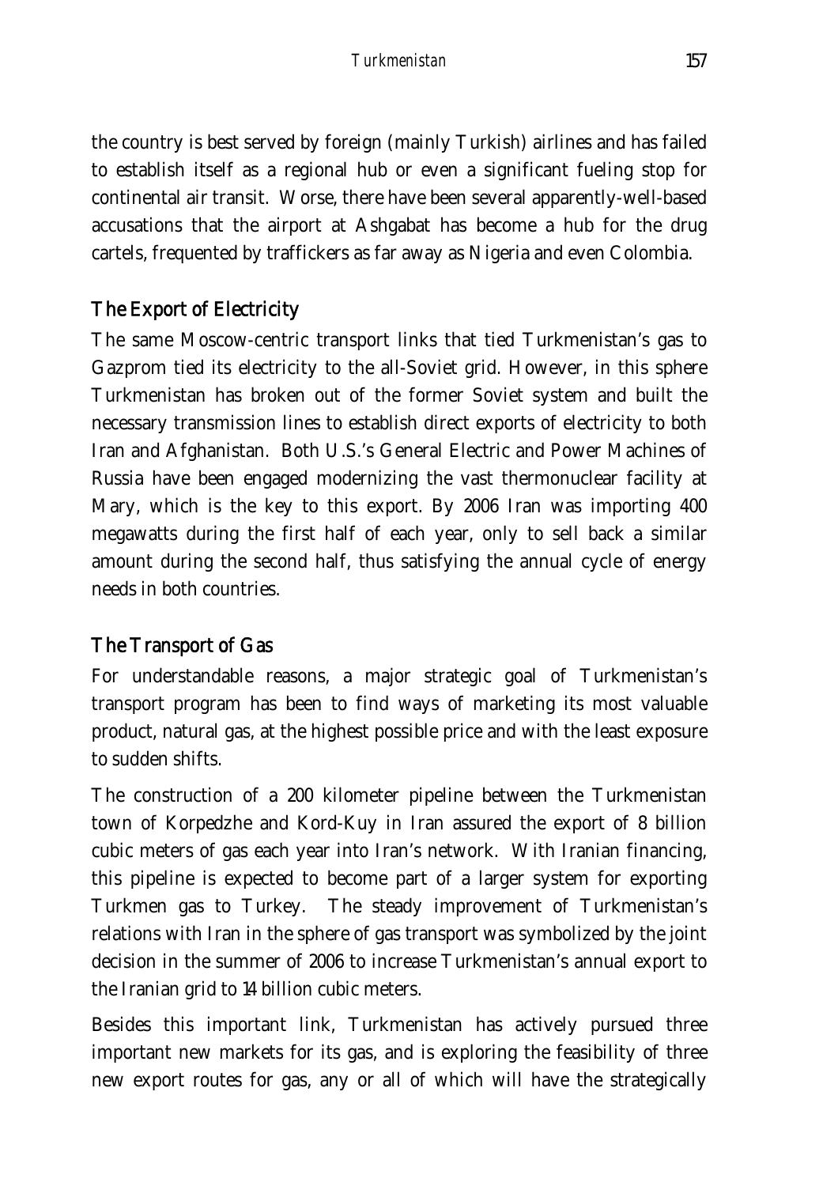the country is best served by foreign (mainly Turkish) airlines and has failed to establish itself as a regional hub or even a significant fueling stop for continental air transit. Worse, there have been several apparently-well-based accusations that the airport at Ashgabat has become a hub for the drug cartels, frequented by traffickers as far away as Nigeria and even Colombia.

## The Export of Electricity

The same Moscow-centric transport links that tied Turkmenistan's gas to Gazprom tied its electricity to the all-Soviet grid. However, in this sphere Turkmenistan has broken out of the former Soviet system and built the necessary transmission lines to establish direct exports of electricity to both Iran and Afghanistan. Both U.S.'s General Electric and Power Machines of Russia have been engaged modernizing the vast thermonuclear facility at Mary, which is the key to this export. By 2006 Iran was importing 400 megawatts during the first half of each year, only to sell back a similar amount during the second half, thus satisfying the annual cycle of energy needs in both countries.

## The Transport of Gas

For understandable reasons, a major strategic goal of Turkmenistan's transport program has been to find ways of marketing its most valuable product, natural gas, at the highest possible price and with the least exposure to sudden shifts.

The construction of a 200 kilometer pipeline between the Turkmenistan town of Korpedzhe and Kord-Kuy in Iran assured the export of 8 billion cubic meters of gas each year into Iran's network. With Iranian financing, this pipeline is expected to become part of a larger system for exporting Turkmen gas to Turkey. The steady improvement of Turkmenistan's relations with Iran in the sphere of gas transport was symbolized by the joint decision in the summer of 2006 to increase Turkmenistan's annual export to the Iranian grid to 14 billion cubic meters.

Besides this important link, Turkmenistan has actively pursued three important new markets for its gas, and is exploring the feasibility of three new export routes for gas, any or all of which will have the strategically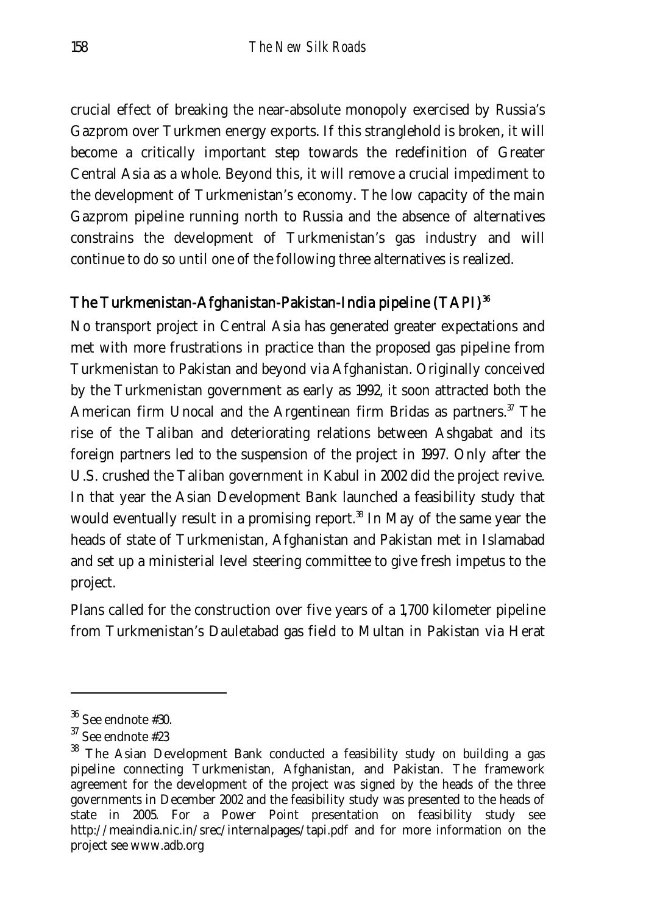crucial effect of breaking the near-absolute monopoly exercised by Russia's Gazprom over Turkmen energy exports. If this stranglehold is broken, it will become a critically important step towards the redefinition of Greater Central Asia as a whole. Beyond this, it will remove a crucial impediment to the development of Turkmenistan's economy. The low capacity of the main Gazprom pipeline running north to Russia and the absence of alternatives constrains the development of Turkmenistan's gas industry and will continue to do so until one of the following three alternatives is realized.

### The Turkmenistan-Afghanistan-Pakistan-India pipeline (TAPI)[36]

No transport project in Central Asia has generated greater expectations and met with more frustrations in practice than the proposed gas pipeline from Turkmenistan to Pakistan and beyond via Afghanistan. Originally conceived by the Turkmenistan government as early as 1992, it soon attracted both the American firm Unocal and the Argentinean firm Bridas as partners.[37] The rise of the Taliban and deteriorating relations between Ashgabat and its foreign partners led to the suspension of the project in 1997. Only after the U.S. crushed the Taliban government in Kabul in 2002 did the project revive. In that year the Asian Development Bank launched a feasibility study that would eventually result in a promising report.[38] In May of the same year the heads of state of Turkmenistan, Afghanistan and Pakistan met in Islamabad and set up a ministerial level steering committee to give fresh impetus to the project.

Plans called for the construction over five years of a 1,700 kilometer pipeline from Turkmenistan's Dauletabad gas field to Multan in Pakistan via Herat

---

[36] See endnote #30.

[37] See endnote #23

[38] The Asian Development Bank conducted a feasibility study on building a gas pipeline connecting Turkmenistan, Afghanistan, and Pakistan. The framework agreement for the development of the project was signed by the heads of the three governments in December 2002 and the feasibility study was presented to the heads of state in 2005. For a Power Point presentation on feasibility study see http://meaindia.nic.in/srec/internalpages/tapi.pdf and for more information on the project see www.adb.org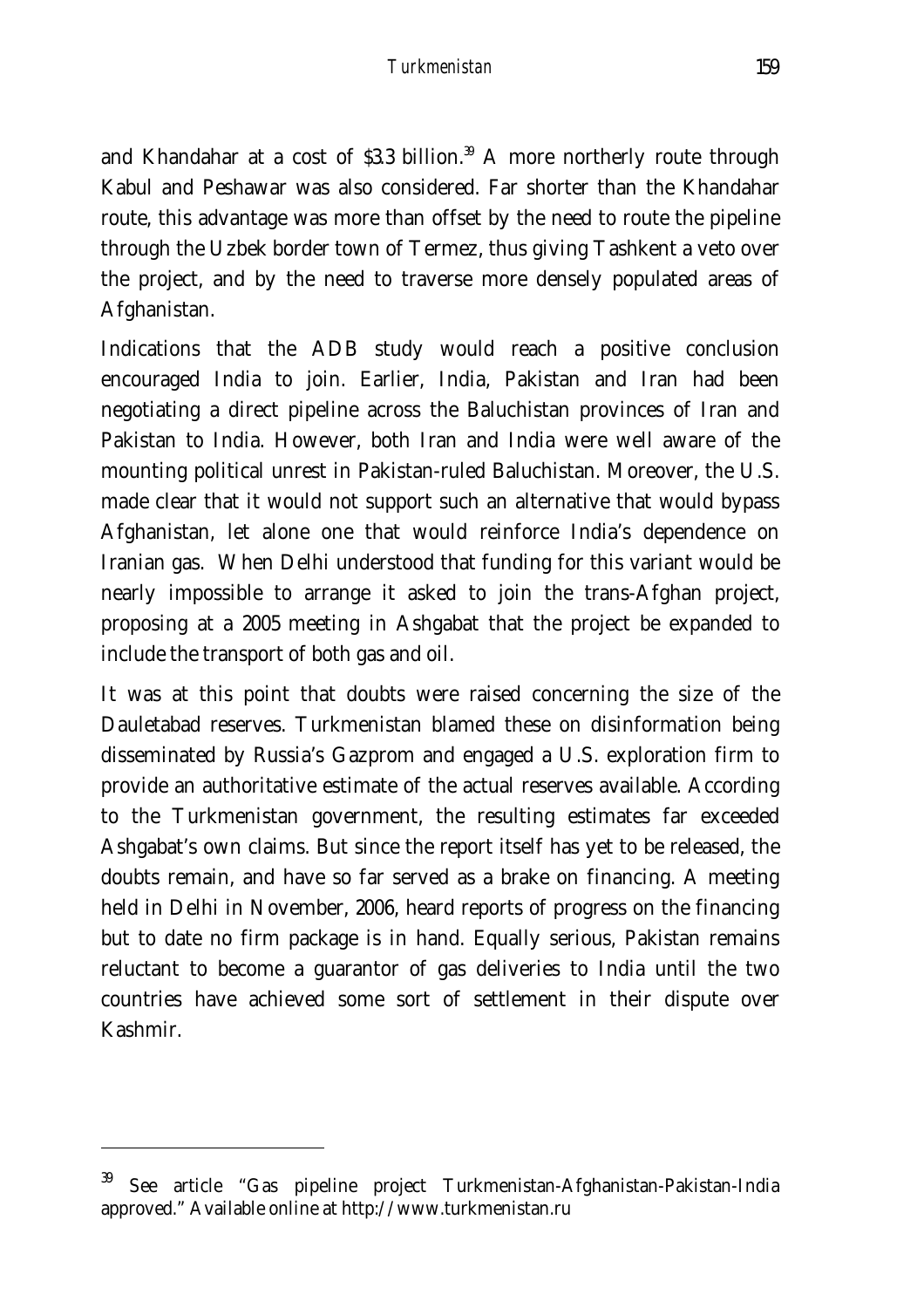and Khandahar at a cost of $3.3 billion.[39] A more northerly route through Kabul and Peshawar was also considered. Far shorter than the Khandahar route, this advantage was more than offset by the need to route the pipeline through the Uzbek border town of Termez, thus giving Tashkent a veto over the project, and by the need to traverse more densely populated areas of Afghanistan.

Indications that the ADB study would reach a positive conclusion encouraged India to join. Earlier, India, Pakistan and Iran had been negotiating a direct pipeline across the Baluchistan provinces of Iran and Pakistan to India. However, both Iran and India were well aware of the mounting political unrest in Pakistan-ruled Baluchistan. Moreover, the U.S. made clear that it would not support such an alternative that would bypass Afghanistan, let alone one that would reinforce India's dependence on Iranian gas. When Delhi understood that funding for this variant would be nearly impossible to arrange it asked to join the trans-Afghan project, proposing at a 2005 meeting in Ashgabat that the project be expanded to include the transport of both gas and oil.

It was at this point that doubts were raised concerning the size of the Dauletabad reserves. Turkmenistan blamed these on disinformation being disseminated by Russia's Gazprom and engaged a U.S. exploration firm to provide an authoritative estimate of the actual reserves available. According to the Turkmenistan government, the resulting estimates far exceeded Ashgabat's own claims. But since the report itself has yet to be released, the doubts remain, and have so far served as a brake on financing. A meeting held in Delhi in November, 2006, heard reports of progress on the financing but to date no firm package is in hand. Equally serious, Pakistan remains reluctant to become a guarantor of gas deliveries to India until the two countries have achieved some sort of settlement in their dispute over Kashmir.

[39] See article "Gas pipeline project Turkmenistan-Afghanistan-Pakistan-India approved." Available online at http://www.turkmenistan.ru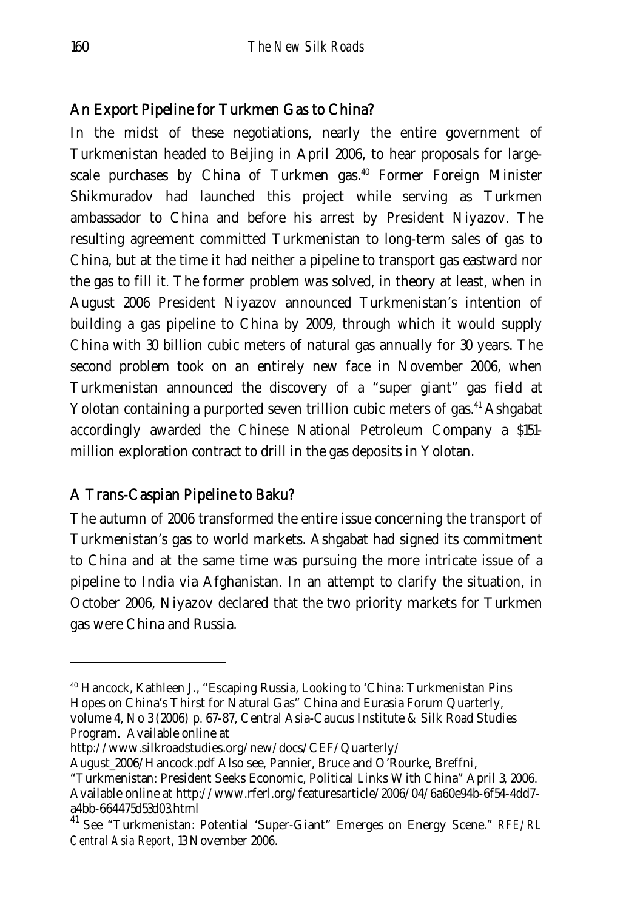## An Export Pipeline for Turkmen Gas to China?

In the midst of these negotiations, nearly the entire government of Turkmenistan headed to Beijing in April 2006, to hear proposals for large-scale purchases by China of Turkmen gas.[40] Former Foreign Minister Shikmuradov had launched this project while serving as Turkmen ambassador to China and before his arrest by President Niyazov. The resulting agreement committed Turkmenistan to long-term sales of gas to China, but at the time it had neither a pipeline to transport gas eastward nor the gas to fill it. The former problem was solved, in theory at least, when in August 2006 President Niyazov announced Turkmenistan's intention of building a gas pipeline to China by 2009, through which it would supply China with 30 billion cubic meters of natural gas annually for 30 years. The second problem took on an entirely new face in November 2006, when Turkmenistan announced the discovery of a "super giant" gas field at Yolotan containing a purported seven trillion cubic meters of gas.[41] Ashgabat accordingly awarded the Chinese National Petroleum Company a $151-million exploration contract to drill in the gas deposits in Yolotan.

## A Trans-Caspian Pipeline to Baku?

The autumn of 2006 transformed the entire issue concerning the transport of Turkmenistan's gas to world markets. Ashgabat had signed its commitment to China and at the same time was pursuing the more intricate issue of a pipeline to India via Afghanistan. In an attempt to clarify the situation, in October 2006, Niyazov declared that the two priority markets for Turkmen gas were China and Russia.

---

[40] Hancock, Kathleen J., "Escaping Russia, Looking to 'China: Turkmenistan Pins Hopes on China's Thirst for Natural Gas" China and Eurasia Forum Quarterly, volume 4, No 3 (2006) p. 67-87, Central Asia-Caucus Institute & Silk Road Studies Program. Available online at http://www.silkroadstudies.org/new/docs/CEF/Quarterly/August_2006/Hancock.pdf Also see, Pannier, Bruce and O'Rourke, Breffni, "Turkmenistan: President Seeks Economic, Political Links With China" April 3, 2006. Available online at http://www.rferl.org/featuresarticle/2006/04/6a60e94b-6f54-4dd7-a4bb-664475d53d03.html

[41] See "Turkmenistan: Potential 'Super-Giant" Emerges on Energy Scene." *RFE/RL Central Asia Report*, 13 November 2006.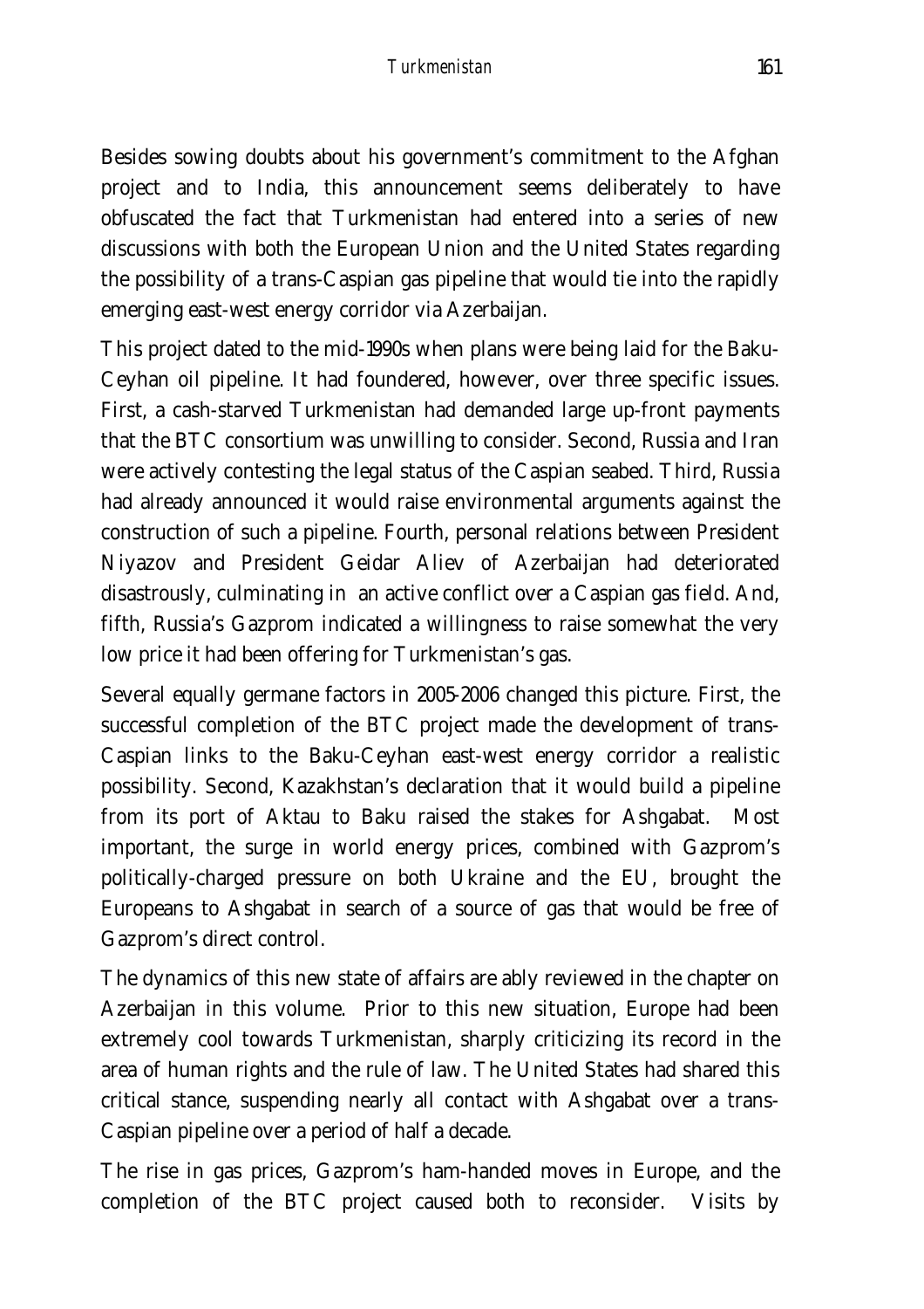Besides sowing doubts about his government's commitment to the Afghan project and to India, this announcement seems deliberately to have obfuscated the fact that Turkmenistan had entered into a series of new discussions with both the European Union and the United States regarding the possibility of a trans-Caspian gas pipeline that would tie into the rapidly emerging east-west energy corridor via Azerbaijan.

This project dated to the mid-1990s when plans were being laid for the Baku-Ceyhan oil pipeline. It had foundered, however, over three specific issues. First, a cash-starved Turkmenistan had demanded large up-front payments that the BTC consortium was unwilling to consider. Second, Russia and Iran were actively contesting the legal status of the Caspian seabed. Third, Russia had already announced it would raise environmental arguments against the construction of such a pipeline. Fourth, personal relations between President Niyazov and President Geidar Aliev of Azerbaijan had deteriorated disastrously, culminating in an active conflict over a Caspian gas field. And, fifth, Russia's Gazprom indicated a willingness to raise somewhat the very low price it had been offering for Turkmenistan's gas.

Several equally germane factors in 2005-2006 changed this picture. First, the successful completion of the BTC project made the development of trans-Caspian links to the Baku-Ceyhan east-west energy corridor a realistic possibility. Second, Kazakhstan's declaration that it would build a pipeline from its port of Aktau to Baku raised the stakes for Ashgabat. Most important, the surge in world energy prices, combined with Gazprom's politically-charged pressure on both Ukraine and the EU, brought the Europeans to Ashgabat in search of a source of gas that would be free of Gazprom's direct control.

The dynamics of this new state of affairs are ably reviewed in the chapter on Azerbaijan in this volume. Prior to this new situation, Europe had been extremely cool towards Turkmenistan, sharply criticizing its record in the area of human rights and the rule of law. The United States had shared this critical stance, suspending nearly all contact with Ashgabat over a trans-Caspian pipeline over a period of half a decade.

The rise in gas prices, Gazprom's ham-handed moves in Europe, and the completion of the BTC project caused both to reconsider. Visits by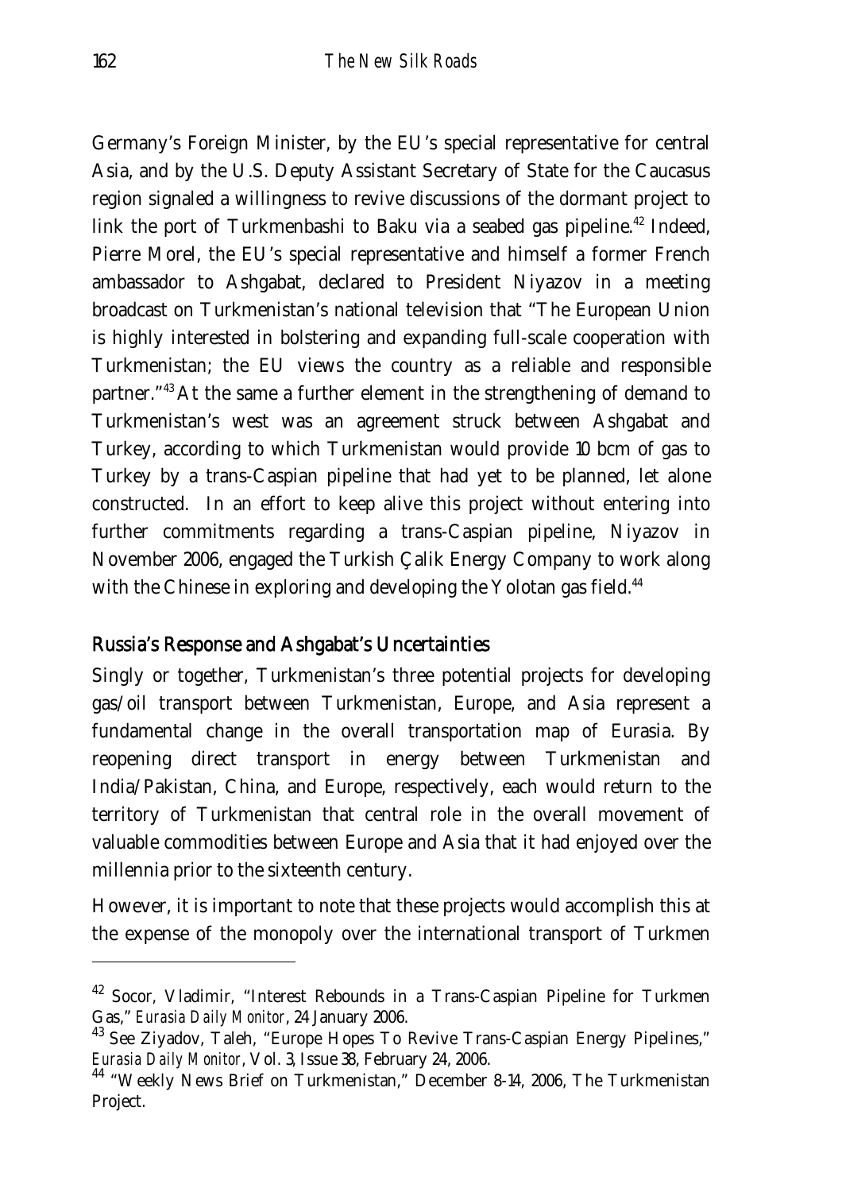Germany's Foreign Minister, by the EU's special representative for central Asia, and by the U.S. Deputy Assistant Secretary of State for the Caucasus region signaled a willingness to revive discussions of the dormant project to link the port of Turkmenbashi to Baku via a seabed gas pipeline.[42] Indeed, Pierre Morel, the EU's special representative and himself a former French ambassador to Ashgabat, declared to President Niyazov in a meeting broadcast on Turkmenistan's national television that "The European Union is highly interested in bolstering and expanding full-scale cooperation with Turkmenistan; the EU views the country as a reliable and responsible partner."[43] At the same a further element in the strengthening of demand to Turkmenistan's west was an agreement struck between Ashgabat and Turkey, according to which Turkmenistan would provide 10 bcm of gas to Turkey by a trans-Caspian pipeline that had yet to be planned, let alone constructed. In an effort to keep alive this project without entering into further commitments regarding a trans-Caspian pipeline, Niyazov in November 2006, engaged the Turkish Çalik Energy Company to work along with the Chinese in exploring and developing the Yolotan gas field.[44]

## Russia's Response and Ashgabat's Uncertainties

Singly or together, Turkmenistan's three potential projects for developing gas/oil transport between Turkmenistan, Europe, and Asia represent a fundamental change in the overall transportation map of Eurasia. By reopening direct transport in energy between Turkmenistan and India/Pakistan, China, and Europe, respectively, each would return to the territory of Turkmenistan that central role in the overall movement of valuable commodities between Europe and Asia that it had enjoyed over the millennia prior to the sixteenth century.

However, it is important to note that these projects would accomplish this at the expense of the monopoly over the international transport of Turkmen

---

[42] Socor, Vladimir, "Interest Rebounds in a Trans-Caspian Pipeline for Turkmen Gas," *Eurasia Daily Monitor*, 24 January 2006.

[43] See Ziyadov, Taleh, "Europe Hopes To Revive Trans-Caspian Energy Pipelines," *Eurasia Daily Monitor*, Vol. 3, Issue 38, February 24, 2006.

[44] "Weekly News Brief on Turkmenistan," December 8-14, 2006, The Turkmenistan Project.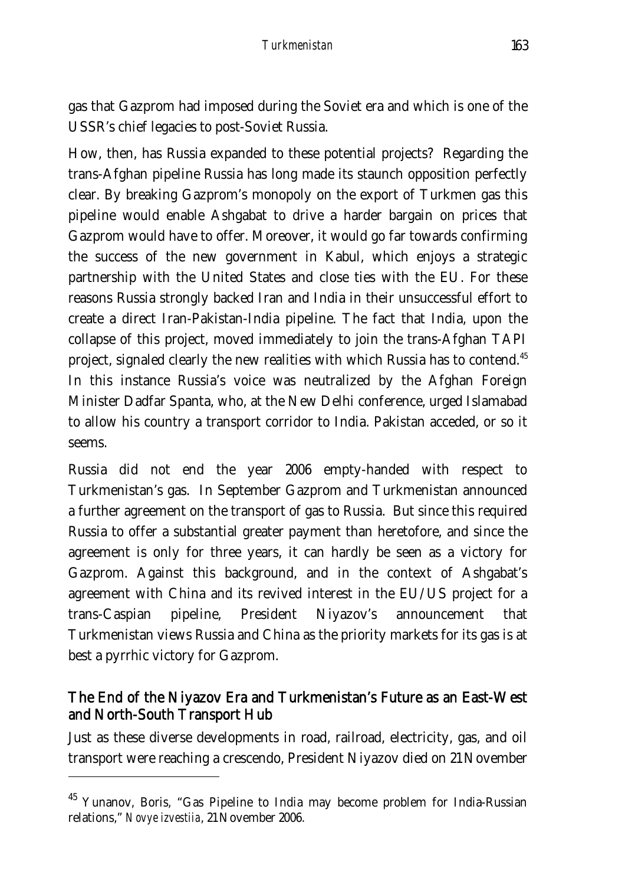gas that Gazprom had imposed during the Soviet era and which is one of the USSR's chief legacies to post-Soviet Russia.

How, then, has Russia expanded to these potential projects? Regarding the trans-Afghan pipeline Russia has long made its staunch opposition perfectly clear. By breaking Gazprom's monopoly on the export of Turkmen gas this pipeline would enable Ashgabat to drive a harder bargain on prices that Gazprom would have to offer. Moreover, it would go far towards confirming the success of the new government in Kabul, which enjoys a strategic partnership with the United States and close ties with the EU. For these reasons Russia strongly backed Iran and India in their unsuccessful effort to create a direct Iran-Pakistan-India pipeline. The fact that India, upon the collapse of this project, moved immediately to join the trans-Afghan TAPI project, signaled clearly the new realities with which Russia has to contend.[45] In this instance Russia's voice was neutralized by the Afghan Foreign Minister Dadfar Spanta, who, at the New Delhi conference, urged Islamabad to allow his country a transport corridor to India. Pakistan acceded, or so it seems.

Russia did not end the year 2006 empty-handed with respect to Turkmenistan's gas. In September Gazprom and Turkmenistan announced a further agreement on the transport of gas to Russia. But since this required Russia to offer a substantial greater payment than heretofore, and since the agreement is only for three years, it can hardly be seen as a victory for Gazprom. Against this background, and in the context of Ashgabat's agreement with China and its revived interest in the EU/US project for a trans-Caspian pipeline, President Niyazov's announcement that Turkmenistan views Russia and China as the priority markets for its gas is at best a pyrrhic victory for Gazprom.

## The End of the Niyazov Era and Turkmenistan's Future as an East-West and North-South Transport Hub

Just as these diverse developments in road, railroad, electricity, gas, and oil transport were reaching a crescendo, President Niyazov died on 21 November

---

[45] Yunanov, Boris, "Gas Pipeline to India may become problem for India-Russian relations," *Novye izvestiia*, 21 November 2006.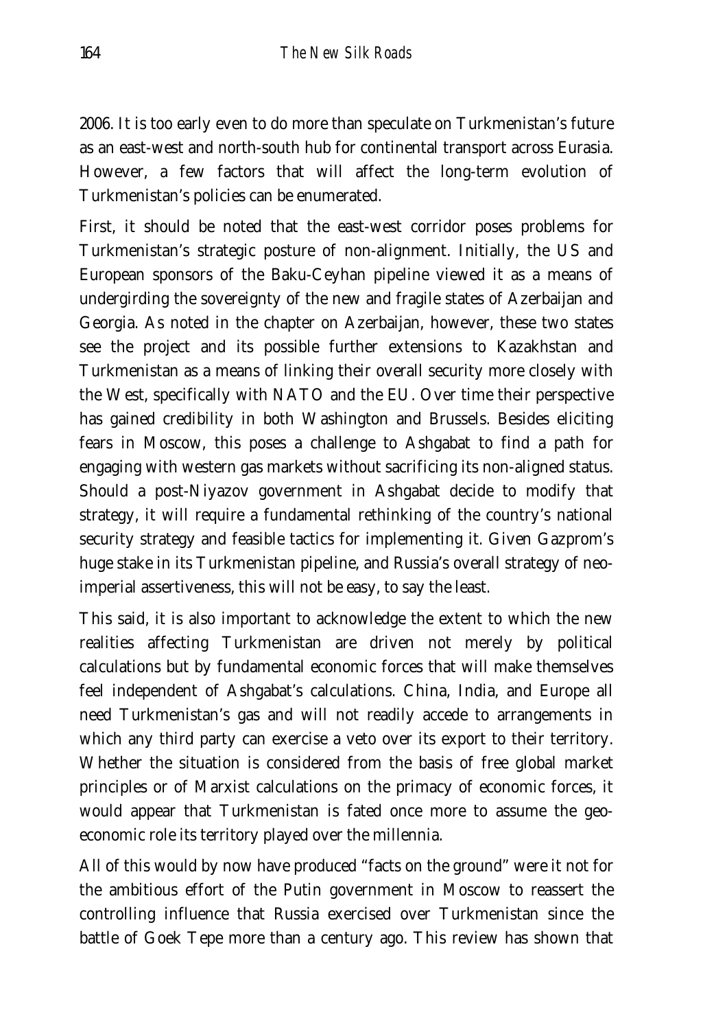2006. It is too early even to do more than speculate on Turkmenistan's future as an east-west and north-south hub for continental transport across Eurasia. However, a few factors that will affect the long-term evolution of Turkmenistan's policies can be enumerated.

First, it should be noted that the east-west corridor poses problems for Turkmenistan's strategic posture of non-alignment. Initially, the US and European sponsors of the Baku-Ceyhan pipeline viewed it as a means of undergirding the sovereignty of the new and fragile states of Azerbaijan and Georgia. As noted in the chapter on Azerbaijan, however, these two states see the project and its possible further extensions to Kazakhstan and Turkmenistan as a means of linking their overall security more closely with the West, specifically with NATO and the EU. Over time their perspective has gained credibility in both Washington and Brussels. Besides eliciting fears in Moscow, this poses a challenge to Ashgabat to find a path for engaging with western gas markets without sacrificing its non-aligned status. Should a post-Niyazov government in Ashgabat decide to modify that strategy, it will require a fundamental rethinking of the country's national security strategy and feasible tactics for implementing it. Given Gazprom's huge stake in its Turkmenistan pipeline, and Russia's overall strategy of neo-imperial assertiveness, this will not be easy, to say the least.

This said, it is also important to acknowledge the extent to which the new realities affecting Turkmenistan are driven not merely by political calculations but by fundamental economic forces that will make themselves feel independent of Ashgabat's calculations. China, India, and Europe all need Turkmenistan's gas and will not readily accede to arrangements in which any third party can exercise a veto over its export to their territory. Whether the situation is considered from the basis of free global market principles or of Marxist calculations on the primacy of economic forces, it would appear that Turkmenistan is fated once more to assume the geo-economic role its territory played over the millennia.

All of this would by now have produced "facts on the ground" were it not for the ambitious effort of the Putin government in Moscow to reassert the controlling influence that Russia exercised over Turkmenistan since the battle of Goek Tepe more than a century ago. This review has shown that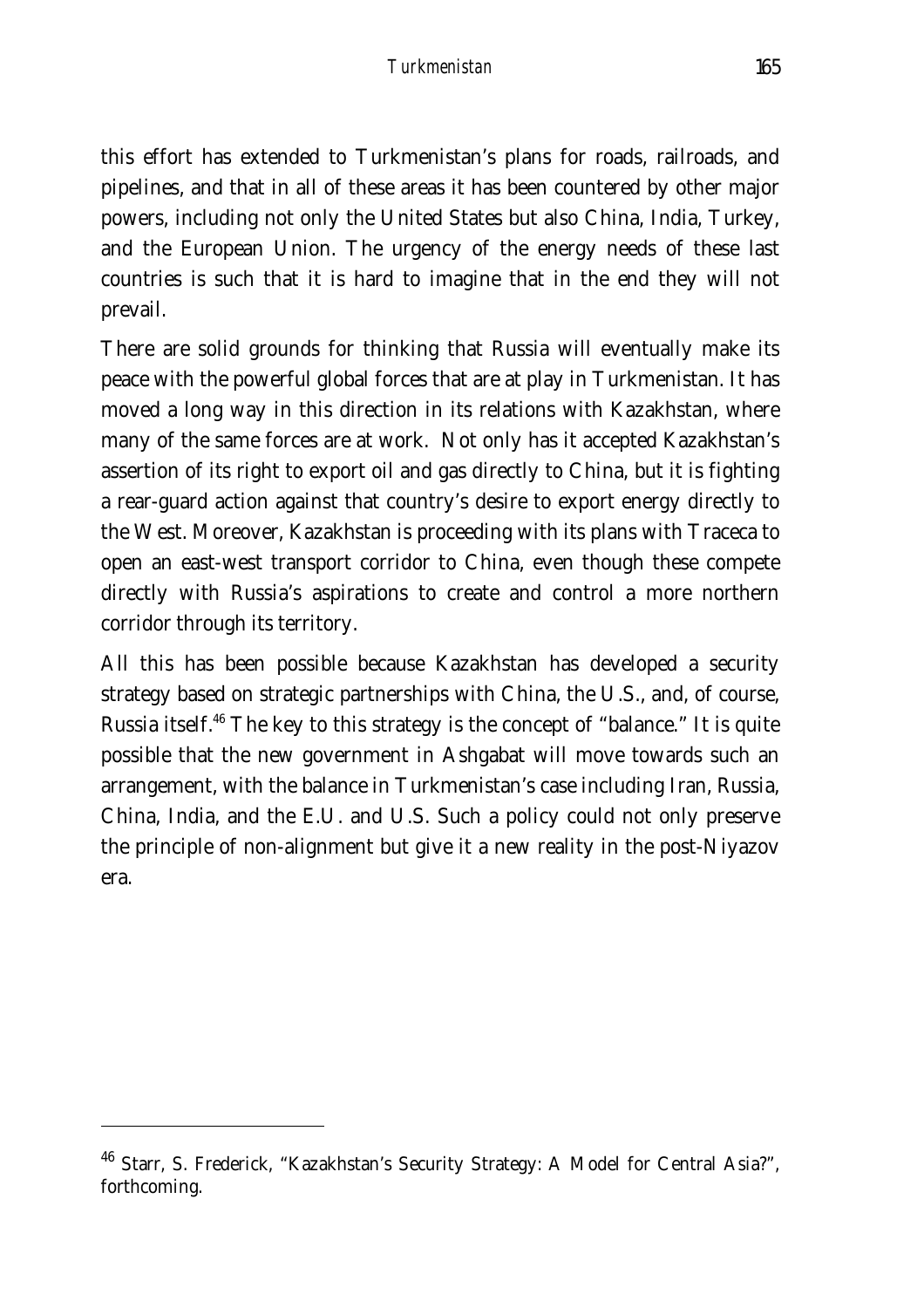this effort has extended to Turkmenistan's plans for roads, railroads, and pipelines, and that in all of these areas it has been countered by other major powers, including not only the United States but also China, India, Turkey, and the European Union. The urgency of the energy needs of these last countries is such that it is hard to imagine that in the end they will not prevail.

There are solid grounds for thinking that Russia will eventually make its peace with the powerful global forces that are at play in Turkmenistan. It has moved a long way in this direction in its relations with Kazakhstan, where many of the same forces are at work. Not only has it accepted Kazakhstan's assertion of its right to export oil and gas directly to China, but it is fighting a rear-guard action against that country's desire to export energy directly to the West. Moreover, Kazakhstan is proceeding with its plans with Traceca to open an east-west transport corridor to China, even though these compete directly with Russia's aspirations to create and control a more northern corridor through its territory.

All this has been possible because Kazakhstan has developed a security strategy based on strategic partnerships with China, the U.S., and, of course, Russia itself.[46] The key to this strategy is the concept of "balance." It is quite possible that the new government in Ashgabat will move towards such an arrangement, with the balance in Turkmenistan's case including Iran, Russia, China, India, and the E.U. and U.S. Such a policy could not only preserve the principle of non-alignment but give it a new reality in the post-Niyazov era.

---

[46] Starr, S. Frederick, "Kazakhstan's Security Strategy: A Model for Central Asia?", forthcoming.